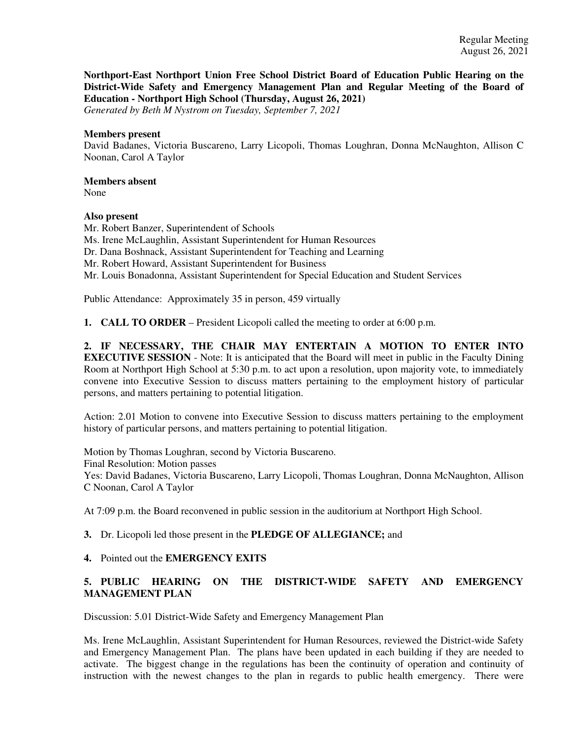Regular Meeting
August 26, 2021

**Northport-East Northport Union Free School District Board of Education Public Hearing on the District-Wide Safety and Emergency Management Plan and Regular Meeting of the Board of Education - Northport High School (Thursday, August 26, 2021)**
*Generated by Beth M Nystrom on Tuesday, September 7, 2021*

**Members present**
David Badanes, Victoria Buscareno, Larry Licopoli, Thomas Loughran, Donna McNaughton, Allison C Noonan, Carol A Taylor

**Members absent**
None

**Also present**
Mr. Robert Banzer, Superintendent of Schools
Ms. Irene McLaughlin, Assistant Superintendent for Human Resources
Dr. Dana Boshnack, Assistant Superintendent for Teaching and Learning
Mr. Robert Howard, Assistant Superintendent for Business
Mr. Louis Bonadonna, Assistant Superintendent for Special Education and Student Services

Public Attendance: Approximately 35 in person, 459 virtually

**1. CALL TO ORDER** – President Licopoli called the meeting to order at 6:00 p.m.

**2. IF NECESSARY, THE CHAIR MAY ENTERTAIN A MOTION TO ENTER INTO EXECUTIVE SESSION** - Note: It is anticipated that the Board will meet in public in the Faculty Dining Room at Northport High School at 5:30 p.m. to act upon a resolution, upon majority vote, to immediately convene into Executive Session to discuss matters pertaining to the employment history of particular persons, and matters pertaining to potential litigation.

Action: 2.01 Motion to convene into Executive Session to discuss matters pertaining to the employment history of particular persons, and matters pertaining to potential litigation.

Motion by Thomas Loughran, second by Victoria Buscareno.
Final Resolution: Motion passes
Yes: David Badanes, Victoria Buscareno, Larry Licopoli, Thomas Loughran, Donna McNaughton, Allison C Noonan, Carol A Taylor

At 7:09 p.m. the Board reconvened in public session in the auditorium at Northport High School.

**3.** Dr. Licopoli led those present in the **PLEDGE OF ALLEGIANCE;** and

**4.** Pointed out the **EMERGENCY EXITS**

**5. PUBLIC HEARING ON THE DISTRICT-WIDE SAFETY AND EMERGENCY MANAGEMENT PLAN**

Discussion: 5.01 District-Wide Safety and Emergency Management Plan

Ms. Irene McLaughlin, Assistant Superintendent for Human Resources, reviewed the District-wide Safety and Emergency Management Plan. The plans have been updated in each building if they are needed to activate. The biggest change in the regulations has been the continuity of operation and continuity of instruction with the newest changes to the plan in regards to public health emergency. There were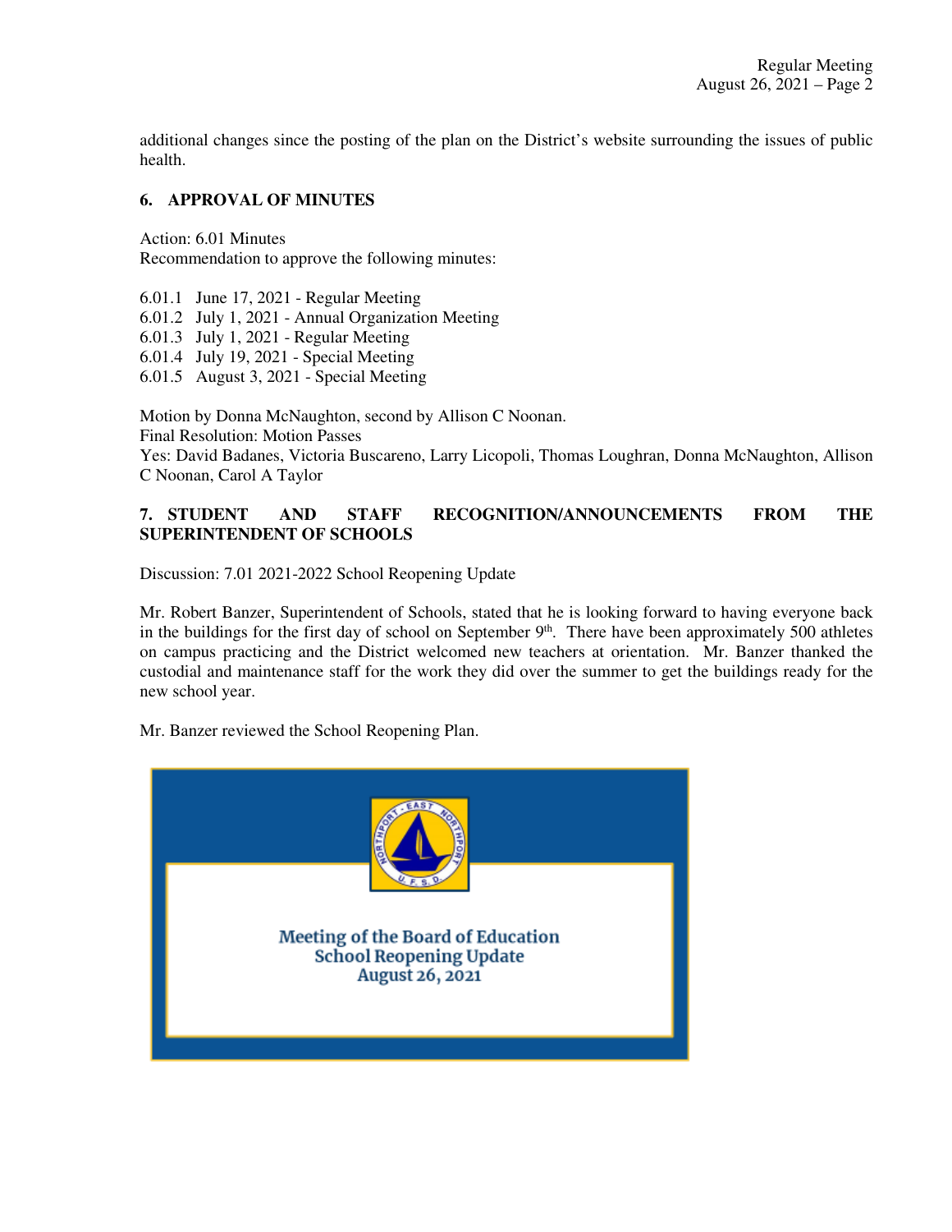additional changes since the posting of the plan on the District's website surrounding the issues of public health.

## 6. APPROVAL OF MINUTES

Action: 6.01 Minutes
Recommendation to approve the following minutes:

6.01.1 June 17, 2021 - Regular Meeting
6.01.2 July 1, 2021 - Annual Organization Meeting
6.01.3 July 1, 2021 - Regular Meeting
6.01.4 July 19, 2021 - Special Meeting
6.01.5 August 3, 2021 - Special Meeting

Motion by Donna McNaughton, second by Allison C Noonan.
Final Resolution: Motion Passes
Yes: David Badanes, Victoria Buscareno, Larry Licopoli, Thomas Loughran, Donna McNaughton, Allison C Noonan, Carol A Taylor

## 7. STUDENT AND STAFF RECOGNITION/ANNOUNCEMENTS FROM THE SUPERINTENDENT OF SCHOOLS

Discussion: 7.01 2021-2022 School Reopening Update

Mr. Robert Banzer, Superintendent of Schools, stated that he is looking forward to having everyone back in the buildings for the first day of school on September 9th. There have been approximately 500 athletes on campus practicing and the District welcomed new teachers at orientation. Mr. Banzer thanked the custodial and maintenance staff for the work they did over the summer to get the buildings ready for the new school year.

Mr. Banzer reviewed the School Reopening Plan.

NORTHPORT - EAST NORTHPORT U.F.S.D.

Meeting of the Board of Education
School Reopening Update
August 26, 2021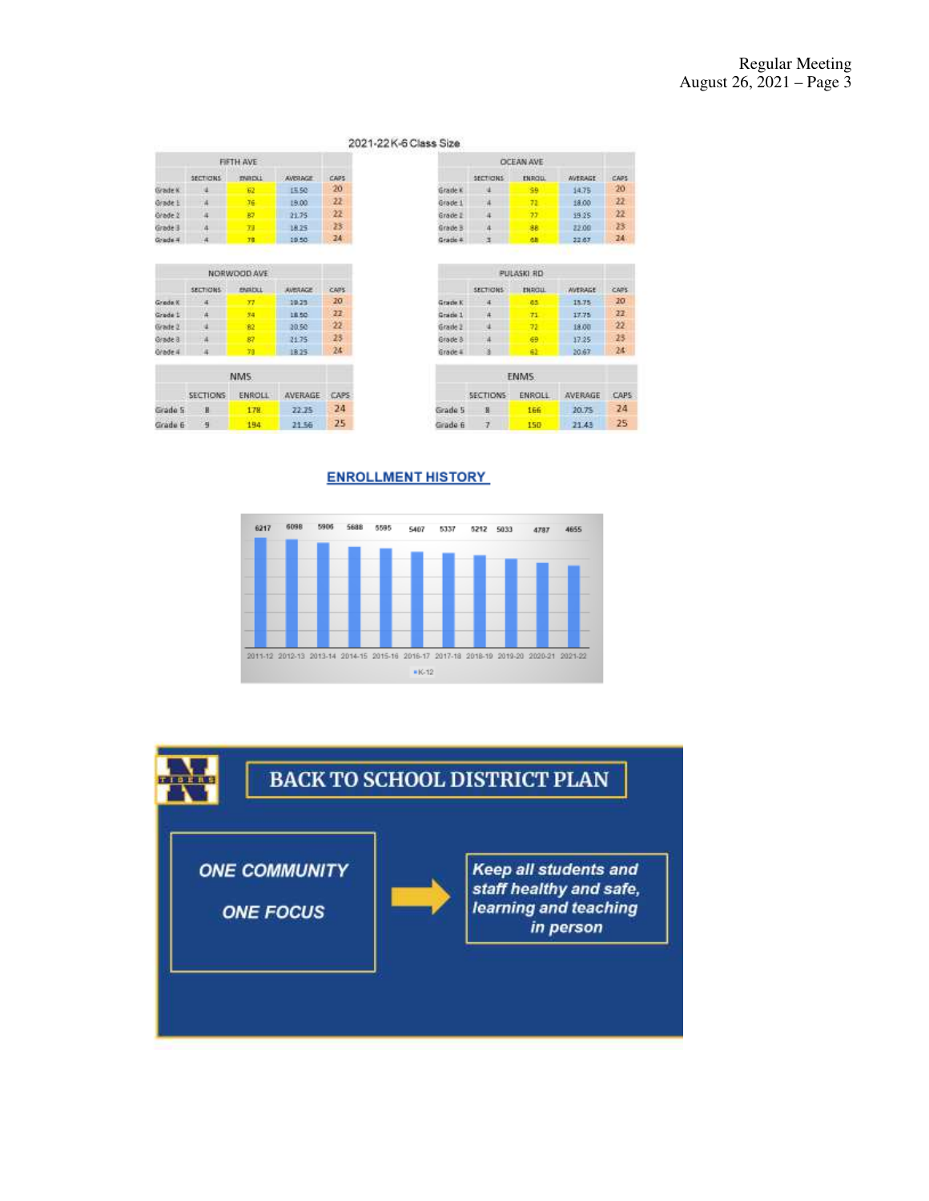## 2021-22 K-6 Class Size

| FIFTH AVE | SECTIONS | ENROLL | AVERAGE | CAPS |
|---|---|---|---|---|
| Grade K | 4 | 62 | 15.50 | 20 |
| Grade 1 | 4 | 76 | 19.00 | 22 |
| Grade 2 | 4 | 87 | 21.75 | 22 |
| Grade 3 | 4 | 73 | 18.25 | 23 |
| Grade 4 | 4 | 78 | 19.50 | 24 |

| OCEAN AVE | SECTIONS | ENROLL | AVERAGE | CAPS |
|---|---|---|---|---|
| Grade K | 4 | 59 | 14.75 | 20 |
| Grade 1 | 4 | 72 | 18.00 | 22 |
| Grade 2 | 4 | 77 | 19.25 | 22 |
| Grade 3 | 4 | 88 | 22.00 | 23 |
| Grade 4 | 3 | 68 | 22.67 | 24 |

| NORWOOD AVE | SECTIONS | ENROLL | AVERAGE | CAPS |
|---|---|---|---|---|
| Grade K | 4 | 77 | 19.25 | 20 |
| Grade 1 | 4 | 74 | 18.50 | 22 |
| Grade 2 | 4 | 82 | 20.50 | 22 |
| Grade 3 | 4 | 87 | 21.75 | 23 |
| Grade 4 | 4 | 73 | 18.25 | 24 |

| PULASKI RD | SECTIONS | ENROLL | AVERAGE | CAPS |
|---|---|---|---|---|
| Grade K | 4 | 63 | 15.75 | 20 |
| Grade 1 | 4 | 71 | 17.75 | 22 |
| Grade 2 | 4 | 72 | 18.00 | 22 |
| Grade 3 | 4 | 69 | 17.25 | 23 |
| Grade 4 | 3 | 62 | 20.67 | 24 |

| NMS | SECTIONS | ENROLL | AVERAGE | CAPS |
|---|---|---|---|---|
| Grade 5 | 8 | 178 | 22.25 | 24 |
| Grade 6 | 9 | 194 | 21.56 | 25 |

| ENMS | SECTIONS | ENROLL | AVERAGE | CAPS |
|---|---|---|---|---|
| Grade 5 | 8 | 166 | 20.75 | 24 |
| Grade 6 | 7 | 150 | 21.43 | 25 |

## ENROLLMENT HISTORY

| Year | K-12 |
|---|---|
| 2011-12 | 6217 |
| 2012-13 | 6098 |
| 2013-14 | 5906 |
| 2014-15 | 5688 |
| 2015-16 | 5595 |
| 2016-17 | 5407 |
| 2017-18 | 5337 |
| 2018-19 | 5212 |
| 2019-20 | 5033 |
| 2020-21 | 4787 |
| 2021-22 | 4655 |

## BACK TO SCHOOL DISTRICT PLAN

**ONE COMMUNITY**

**ONE FOCUS**

→ *Keep all students and staff healthy and safe, learning and teaching in person*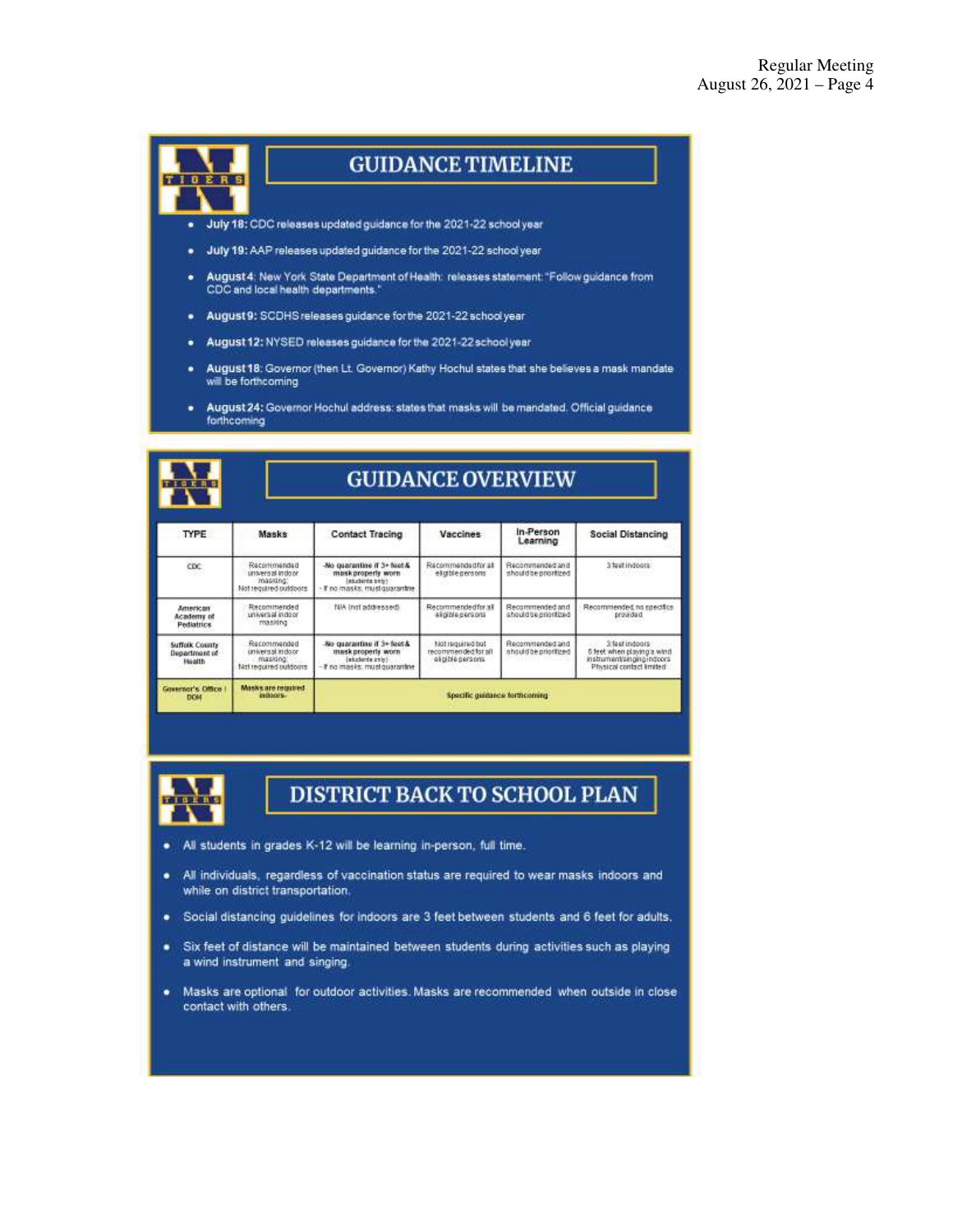## GUIDANCE TIMELINE

- **July 18:** CDC releases updated guidance for the 2021-22 school year
- **July 19:** AAP releases updated guidance for the 2021-22 school year
- **August 4:** New York State Department of Health: releases statement: "Follow guidance from CDC and local health departments."
- **August 9:** SCDHS releases guidance for the 2021-22 school year
- **August 12:** NYSED releases guidance for the 2021-22 school year
- **August 18:** Governor (then Lt. Governor) Kathy Hochul states that she believes a mask mandate will be forthcoming
- **August 24:** Governor Hochul address: states that masks will be mandated. Official guidance forthcoming

## GUIDANCE OVERVIEW

| TYPE | Masks | Contact Tracing | Vaccines | In-Person Learning | Social Distancing |
|---|---|---|---|---|---|
| CDC | Recommended universal indoor masking; Not required outdoors | -No quarantine if 3+ feet & mask properly worn (students only) - If no masks, must quarantine | Recommended for all eligible persons | Recommended and should be prioritized | 3 feet indoors |
| American Academy of Pediatrics | Recommended universal indoor masking | N/A (not addressed) | Recommended for all eligible persons | Recommended and should be prioritized | Recommended, no specifics provided |
| Suffolk County Department of Health | Recommended universal indoor masking; Not required outdoors | -No quarantine if 3+ feet & mask properly worn (students only) - If no masks, must quarantine | Not required but recommended for all eligible persons | Recommended and should be prioritized | 3 feet indoors 6 feet when playing a wind instrument/singing indoors Physical contact limited |
| Governor's Office / DOH | Masks are required indoors- | Specific guidance forthcoming | | | |

## DISTRICT BACK TO SCHOOL PLAN

- All students in grades K-12 will be learning in-person, full time.
- All individuals, regardless of vaccination status are required to wear masks indoors and while on district transportation.
- Social distancing guidelines for indoors are 3 feet between students and 6 feet for adults.
- Six feet of distance will be maintained between students during activities such as playing a wind instrument and singing.
- Masks are optional for outdoor activities. Masks are recommended when outside in close contact with others.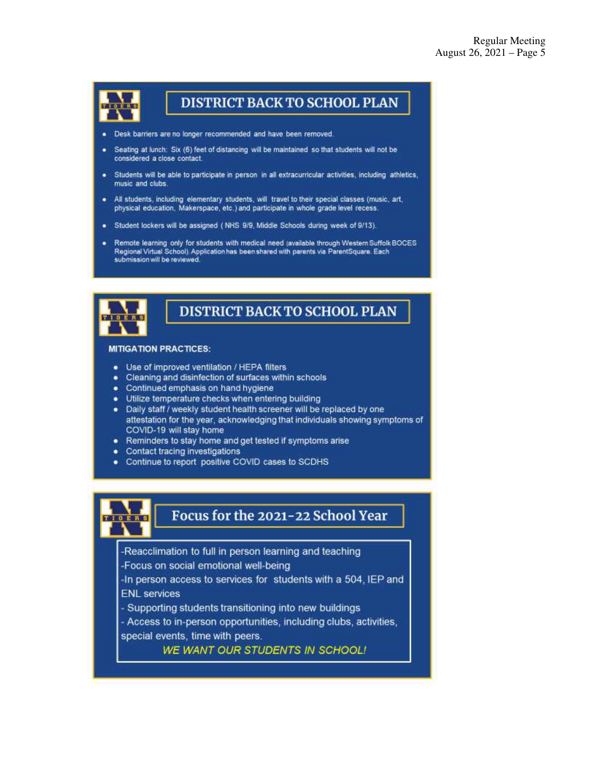## DISTRICT BACK TO SCHOOL PLAN

- Desk barriers are no longer recommended and have been removed.
- Seating at lunch: Six (6) feet of distancing will be maintained so that students will not be considered a close contact.
- Students will be able to participate in person in all extracurricular activities, including athletics, music and clubs.
- All students, including elementary students, will travel to their special classes (music, art, physical education, Makerspace, etc.) and participate in whole grade level recess.
- Student lockers will be assigned ( NHS 9/9, Middle Schools during week of 9/13).
- Remote learning only for students with medical need (available through Western Suffolk BOCES Regional Virtual School). Application has been shared with parents via ParentSquare. Each submission will be reviewed.

## DISTRICT BACK TO SCHOOL PLAN

**MITIGATION PRACTICES:**

- Use of improved ventilation / HEPA filters
- Cleaning and disinfection of surfaces within schools
- Continued emphasis on hand hygiene
- Utilize temperature checks when entering building
- Daily staff / weekly student health screener will be replaced by one attestation for the year, acknowledging that individuals showing symptoms of COVID-19 will stay home
- Reminders to stay home and get tested if symptoms arise
- Contact tracing investigations
- Continue to report positive COVID cases to SCDHS

## Focus for the 2021-22 School Year

-Reacclimation to full in person learning and teaching
-Focus on social emotional well-being
-In person access to services for students with a 504, IEP and ENL services
- Supporting students transitioning into new buildings
- Access to in-person opportunities, including clubs, activities, special events, time with peers.

*WE WANT OUR STUDENTS IN SCHOOL!*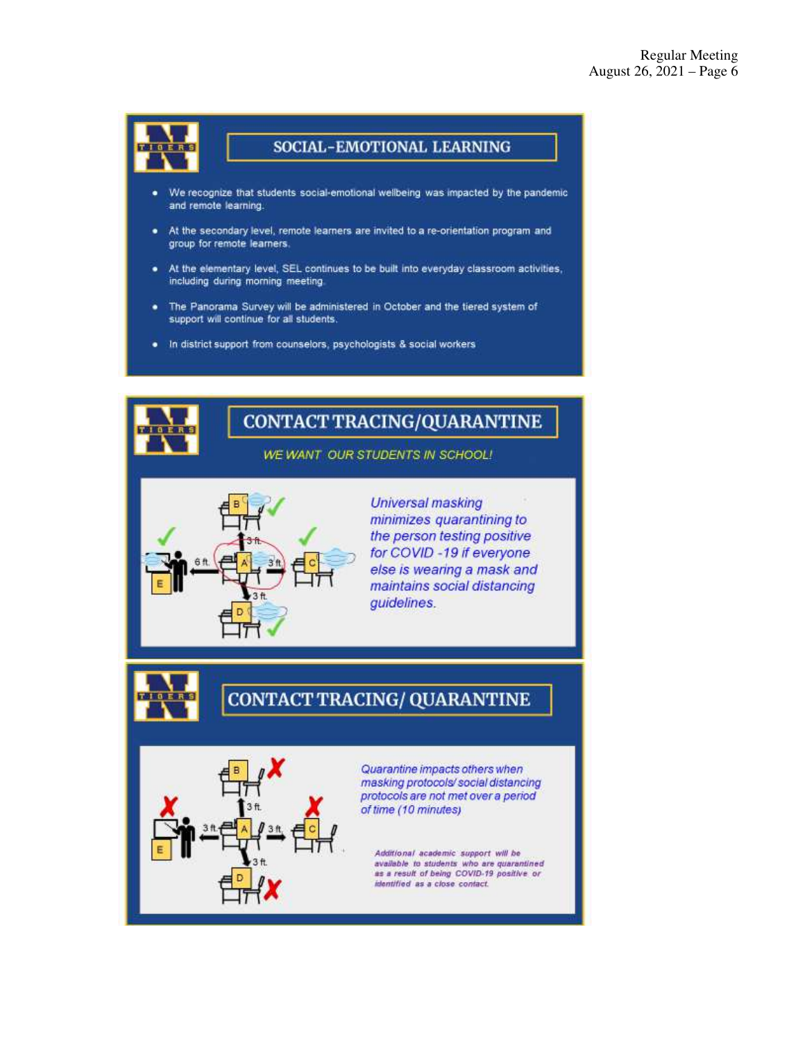## SOCIAL-EMOTIONAL LEARNING

- We recognize that students social-emotional wellbeing was impacted by the pandemic and remote learning.
- At the secondary level, remote learners are invited to a re-orientation program and group for remote learners.
- At the elementary level, SEL continues to be built into everyday classroom activities, including during morning meeting.
- The Panorama Survey will be administered in October and the tiered system of support will continue for all students.
- In district support from counselors, psychologists & social workers

## CONTACT TRACING/QUARANTINE

*WE WANT OUR STUDENTS IN SCHOOL!*

*Universal masking minimizes quarantining to the person testing positive for COVID -19 if everyone else is wearing a mask and maintains social distancing guidelines.*

## CONTACT TRACING/ QUARANTINE

*Quarantine impacts others when masking protocols/ social distancing protocols are not met over a period of time (10 minutes)*

*Additional academic support will be available to students who are quarantined as a result of being COVID-19 positive or identified as a close contact.*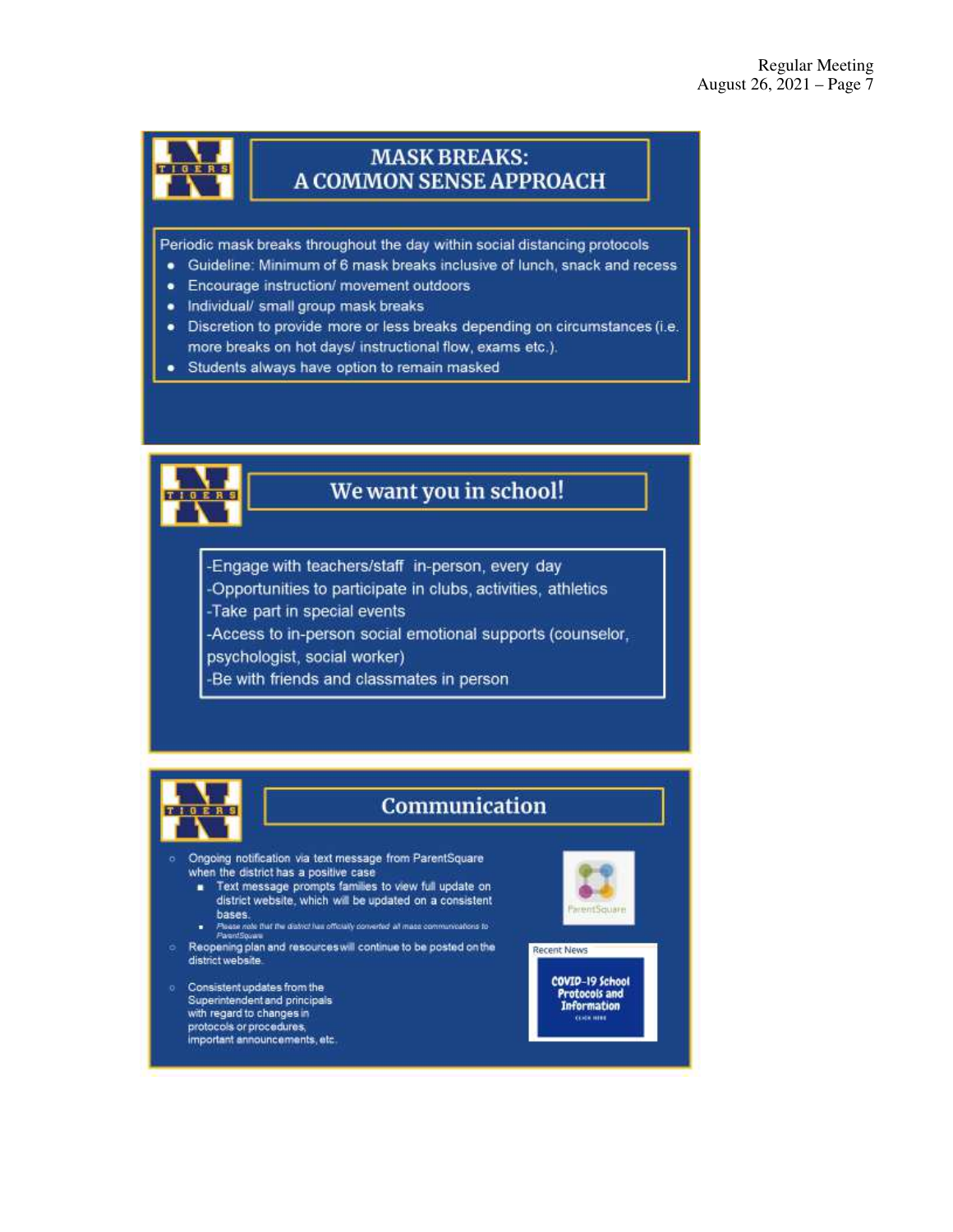## MASK BREAKS: A COMMON SENSE APPROACH

Periodic mask breaks throughout the day within social distancing protocols

- Guideline: Minimum of 6 mask breaks inclusive of lunch, snack and recess
- Encourage instruction/ movement outdoors
- Individual/ small group mask breaks
- Discretion to provide more or less breaks depending on circumstances (i.e. more breaks on hot days/ instructional flow, exams etc.).
- Students always have option to remain masked

## We want you in school!

-Engage with teachers/staff in-person, every day
-Opportunities to participate in clubs, activities, athletics
-Take part in special events
-Access to in-person social emotional supports (counselor, psychologist, social worker)
-Be with friends and classmates in person

## Communication

- Ongoing notification via text message from ParentSquare when the district has a positive case
  - Text message prompts families to view full update on district website, which will be updated on a consistent bases.
  - *Please note that the district has officially converted all mass communications to ParentSquare*
- Reopening plan and resources will continue to be posted on the district website.
- Consistent updates from the Superintendent and principals with regard to changes in protocols or procedures, important announcements, etc.

ParentSquare

Recent News

COVID-19 School Protocols and Information
CLICK HERE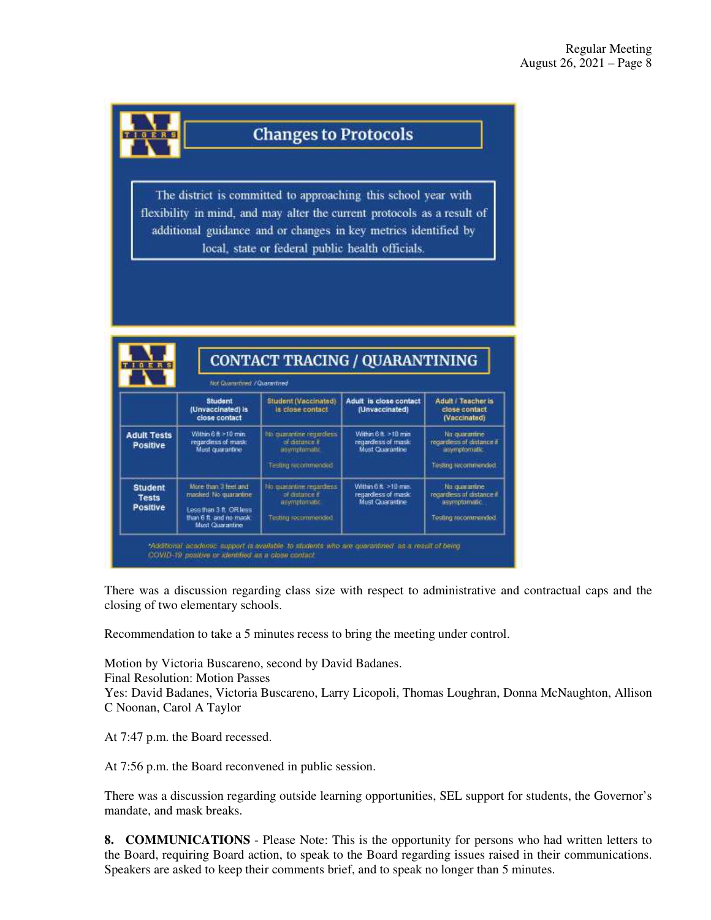## Changes to Protocols

The district is committed to approaching this school year with flexibility in mind, and may alter the current protocols as a result of additional guidance and or changes in key metrics identified by local, state or federal public health officials.

## CONTACT TRACING / QUARANTINING

*Not Quarantined / Quarantined*

| | Student (Unvaccinated) is close contact | Student (Vaccinated) is close contact | Adult is close contact (Unvaccinated) | Adult / Teacher is close contact (Vaccinated) |
|---|---|---|---|---|
| **Adult Tests Positive** | Within 6 ft >10 min. regardless of mask: Must quarantine | No quarantine regardless of distance if asymptomatic. Testing recommended | Within 6 ft. >10 min regardless of mask: Must Quarantine | No quarantine regardless of distance if asymptomatic. Testing recommended |
| **Student Tests Positive** | More than 3 feet and masked: No quarantine. Less than 3 ft. OR less than 6 ft. and no mask: Must Quarantine | No quarantine regardless of distance if asymptomatic. Testing recommended | Within 6 ft. >10 min. regardless of mask: Must Quarantine | No quarantine regardless of distance if asymptomatic. Testing recommended |

*Additional academic support is available to students who are quarantined as a result of being COVID-19 positive or identified as a close contact

There was a discussion regarding class size with respect to administrative and contractual caps and the closing of two elementary schools.

Recommendation to take a 5 minutes recess to bring the meeting under control.

Motion by Victoria Buscareno, second by David Badanes.
Final Resolution: Motion Passes
Yes: David Badanes, Victoria Buscareno, Larry Licopoli, Thomas Loughran, Donna McNaughton, Allison C Noonan, Carol A Taylor

At 7:47 p.m. the Board recessed.

At 7:56 p.m. the Board reconvened in public session.

There was a discussion regarding outside learning opportunities, SEL support for students, the Governor's mandate, and mask breaks.

**8. COMMUNICATIONS** - Please Note: This is the opportunity for persons who had written letters to the Board, requiring Board action, to speak to the Board regarding issues raised in their communications. Speakers are asked to keep their comments brief, and to speak no longer than 5 minutes.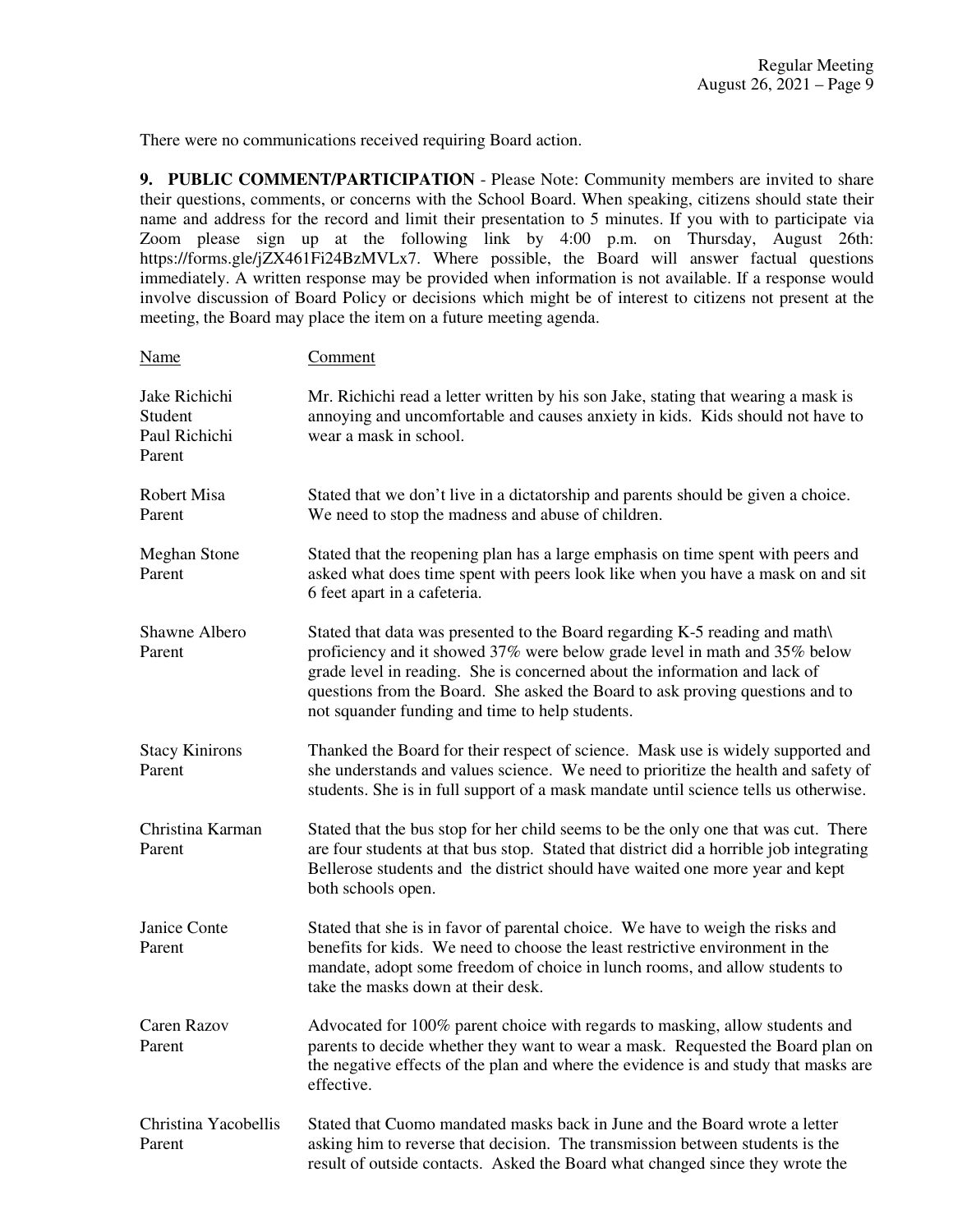There were no communications received requiring Board action.

**9. PUBLIC COMMENT/PARTICIPATION** - Please Note: Community members are invited to share their questions, comments, or concerns with the School Board. When speaking, citizens should state their name and address for the record and limit their presentation to 5 minutes. If you with to participate via Zoom please sign up at the following link by 4:00 p.m. on Thursday, August 26th: https://forms.gle/jZX461Fi24BzMVLx7. Where possible, the Board will answer factual questions immediately. A written response may be provided when information is not available. If a response would involve discussion of Board Policy or decisions which might be of interest to citizens not present at the meeting, the Board may place the item on a future meeting agenda.

| Name | Comment |
|---|---|
| Jake Richichi<br>Student<br>Paul Richichi<br>Parent | Mr. Richichi read a letter written by his son Jake, stating that wearing a mask is annoying and uncomfortable and causes anxiety in kids. Kids should not have to wear a mask in school. |
| Robert Misa<br>Parent | Stated that we don't live in a dictatorship and parents should be given a choice. We need to stop the madness and abuse of children. |
| Meghan Stone<br>Parent | Stated that the reopening plan has a large emphasis on time spent with peers and asked what does time spent with peers look like when you have a mask on and sit 6 feet apart in a cafeteria. |
| Shawne Albero<br>Parent | Stated that data was presented to the Board regarding K-5 reading and math\ proficiency and it showed 37% were below grade level in math and 35% below grade level in reading. She is concerned about the information and lack of questions from the Board. She asked the Board to ask proving questions and to not squander funding and time to help students. |
| Stacy Kinirons<br>Parent | Thanked the Board for their respect of science. Mask use is widely supported and she understands and values science. We need to prioritize the health and safety of students. She is in full support of a mask mandate until science tells us otherwise. |
| Christina Karman<br>Parent | Stated that the bus stop for her child seems to be the only one that was cut. There are four students at that bus stop. Stated that district did a horrible job integrating Bellerose students and the district should have waited one more year and kept both schools open. |
| Janice Conte<br>Parent | Stated that she is in favor of parental choice. We have to weigh the risks and benefits for kids. We need to choose the least restrictive environment in the mandate, adopt some freedom of choice in lunch rooms, and allow students to take the masks down at their desk. |
| Caren Razov<br>Parent | Advocated for 100% parent choice with regards to masking, allow students and parents to decide whether they want to wear a mask. Requested the Board plan on the negative effects of the plan and where the evidence is and study that masks are effective. |
| Christina Yacobellis<br>Parent | Stated that Cuomo mandated masks back in June and the Board wrote a letter asking him to reverse that decision. The transmission between students is the result of outside contacts. Asked the Board what changed since they wrote the |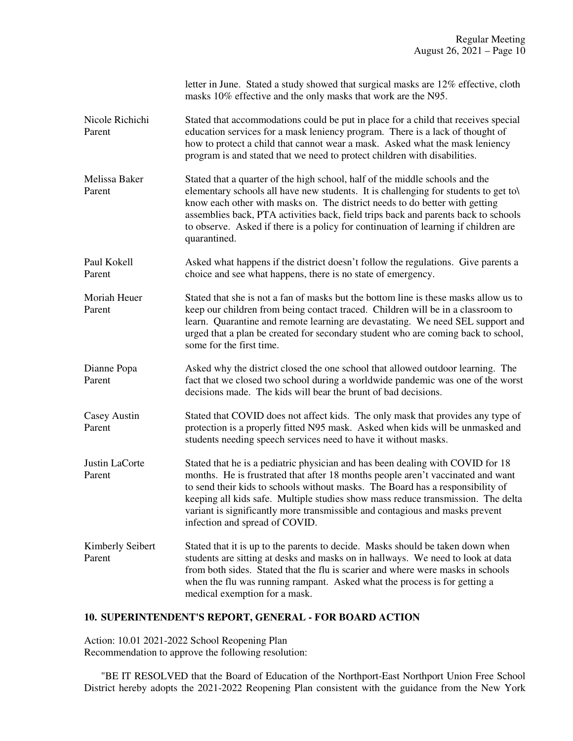letter in June. Stated a study showed that surgical masks are 12% effective, cloth masks 10% effective and the only masks that work are the N95.

| | |
|---|---|
| Nicole Richichi<br>Parent | Stated that accommodations could be put in place for a child that receives special education services for a mask leniency program. There is a lack of thought of how to protect a child that cannot wear a mask. Asked what the mask leniency program is and stated that we need to protect children with disabilities. |
| Melissa Baker<br>Parent | Stated that a quarter of the high school, half of the middle schools and the elementary schools all have new students. It is challenging for students to get to\ know each other with masks on. The district needs to do better with getting assemblies back, PTA activities back, field trips back and parents back to schools to observe. Asked if there is a policy for continuation of learning if children are quarantined. |
| Paul Kokell<br>Parent | Asked what happens if the district doesn't follow the regulations. Give parents a choice and see what happens, there is no state of emergency. |
| Moriah Heuer<br>Parent | Stated that she is not a fan of masks but the bottom line is these masks allow us to keep our children from being contact traced. Children will be in a classroom to learn. Quarantine and remote learning are devastating. We need SEL support and urged that a plan be created for secondary student who are coming back to school, some for the first time. |
| Dianne Popa<br>Parent | Asked why the district closed the one school that allowed outdoor learning. The fact that we closed two school during a worldwide pandemic was one of the worst decisions made. The kids will bear the brunt of bad decisions. |
| Casey Austin<br>Parent | Stated that COVID does not affect kids. The only mask that provides any type of protection is a properly fitted N95 mask. Asked when kids will be unmasked and students needing speech services need to have it without masks. |
| Justin LaCorte<br>Parent | Stated that he is a pediatric physician and has been dealing with COVID for 18 months. He is frustrated that after 18 months people aren't vaccinated and want to send their kids to schools without masks. The Board has a responsibility of keeping all kids safe. Multiple studies show mass reduce transmission. The delta variant is significantly more transmissible and contagious and masks prevent infection and spread of COVID. |
| Kimberly Seibert<br>Parent | Stated that it is up to the parents to decide. Masks should be taken down when students are sitting at desks and masks on in hallways. We need to look at data from both sides. Stated that the flu is scarier and where were masks in schools when the flu was running rampant. Asked what the process is for getting a medical exemption for a mask. |

## 10. SUPERINTENDENT'S REPORT, GENERAL - FOR BOARD ACTION

Action: 10.01 2021-2022 School Reopening Plan
Recommendation to approve the following resolution:

"BE IT RESOLVED that the Board of Education of the Northport-East Northport Union Free School District hereby adopts the 2021-2022 Reopening Plan consistent with the guidance from the New York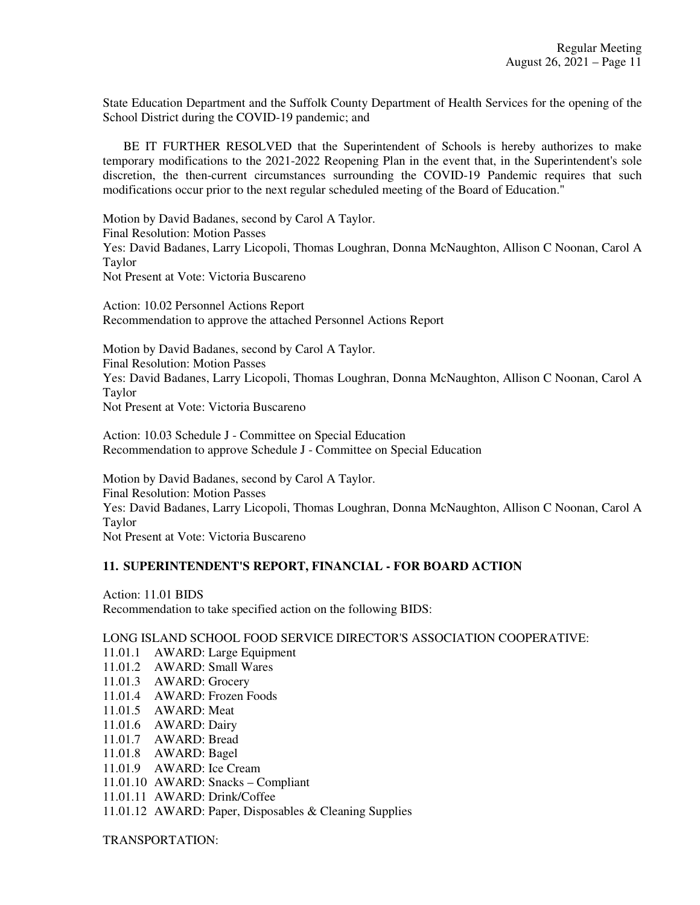State Education Department and the Suffolk County Department of Health Services for the opening of the School District during the COVID-19 pandemic; and

BE IT FURTHER RESOLVED that the Superintendent of Schools is hereby authorizes to make temporary modifications to the 2021-2022 Reopening Plan in the event that, in the Superintendent's sole discretion, the then-current circumstances surrounding the COVID-19 Pandemic requires that such modifications occur prior to the next regular scheduled meeting of the Board of Education."

Motion by David Badanes, second by Carol A Taylor.
Final Resolution: Motion Passes
Yes: David Badanes, Larry Licopoli, Thomas Loughran, Donna McNaughton, Allison C Noonan, Carol A Taylor
Not Present at Vote: Victoria Buscareno

Action: 10.02 Personnel Actions Report
Recommendation to approve the attached Personnel Actions Report

Motion by David Badanes, second by Carol A Taylor.
Final Resolution: Motion Passes
Yes: David Badanes, Larry Licopoli, Thomas Loughran, Donna McNaughton, Allison C Noonan, Carol A Taylor
Not Present at Vote: Victoria Buscareno

Action: 10.03 Schedule J - Committee on Special Education
Recommendation to approve Schedule J - Committee on Special Education

Motion by David Badanes, second by Carol A Taylor.
Final Resolution: Motion Passes
Yes: David Badanes, Larry Licopoli, Thomas Loughran, Donna McNaughton, Allison C Noonan, Carol A Taylor
Not Present at Vote: Victoria Buscareno

## 11. SUPERINTENDENT'S REPORT, FINANCIAL - FOR BOARD ACTION

Action: 11.01 BIDS
Recommendation to take specified action on the following BIDS:

LONG ISLAND SCHOOL FOOD SERVICE DIRECTOR'S ASSOCIATION COOPERATIVE:

11.01.1 AWARD: Large Equipment
11.01.2 AWARD: Small Wares
11.01.3 AWARD: Grocery
11.01.4 AWARD: Frozen Foods
11.01.5 AWARD: Meat
11.01.6 AWARD: Dairy
11.01.7 AWARD: Bread
11.01.8 AWARD: Bagel
11.01.9 AWARD: Ice Cream
11.01.10 AWARD: Snacks – Compliant
11.01.11 AWARD: Drink/Coffee
11.01.12 AWARD: Paper, Disposables & Cleaning Supplies

TRANSPORTATION: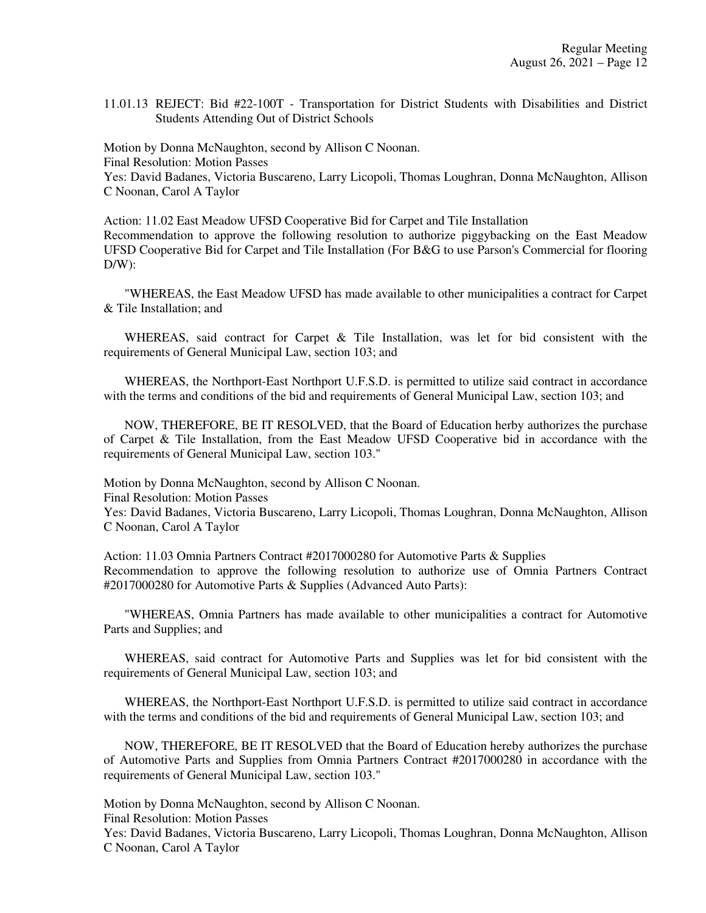11.01.13 REJECT: Bid #22-100T - Transportation for District Students with Disabilities and District Students Attending Out of District Schools

Motion by Donna McNaughton, second by Allison C Noonan.
Final Resolution: Motion Passes
Yes: David Badanes, Victoria Buscareno, Larry Licopoli, Thomas Loughran, Donna McNaughton, Allison C Noonan, Carol A Taylor

Action: 11.02 East Meadow UFSD Cooperative Bid for Carpet and Tile Installation
Recommendation to approve the following resolution to authorize piggybacking on the East Meadow UFSD Cooperative Bid for Carpet and Tile Installation (For B&G to use Parson's Commercial for flooring D/W):

"WHEREAS, the East Meadow UFSD has made available to other municipalities a contract for Carpet & Tile Installation; and

WHEREAS, said contract for Carpet & Tile Installation, was let for bid consistent with the requirements of General Municipal Law, section 103; and

WHEREAS, the Northport-East Northport U.F.S.D. is permitted to utilize said contract in accordance with the terms and conditions of the bid and requirements of General Municipal Law, section 103; and

NOW, THEREFORE, BE IT RESOLVED, that the Board of Education herby authorizes the purchase of Carpet & Tile Installation, from the East Meadow UFSD Cooperative bid in accordance with the requirements of General Municipal Law, section 103."

Motion by Donna McNaughton, second by Allison C Noonan.
Final Resolution: Motion Passes
Yes: David Badanes, Victoria Buscareno, Larry Licopoli, Thomas Loughran, Donna McNaughton, Allison C Noonan, Carol A Taylor

Action: 11.03 Omnia Partners Contract #2017000280 for Automotive Parts & Supplies
Recommendation to approve the following resolution to authorize use of Omnia Partners Contract #2017000280 for Automotive Parts & Supplies (Advanced Auto Parts):

"WHEREAS, Omnia Partners has made available to other municipalities a contract for Automotive Parts and Supplies; and

WHEREAS, said contract for Automotive Parts and Supplies was let for bid consistent with the requirements of General Municipal Law, section 103; and

WHEREAS, the Northport-East Northport U.F.S.D. is permitted to utilize said contract in accordance with the terms and conditions of the bid and requirements of General Municipal Law, section 103; and

NOW, THEREFORE, BE IT RESOLVED that the Board of Education hereby authorizes the purchase of Automotive Parts and Supplies from Omnia Partners Contract #2017000280 in accordance with the requirements of General Municipal Law, section 103."

Motion by Donna McNaughton, second by Allison C Noonan.
Final Resolution: Motion Passes
Yes: David Badanes, Victoria Buscareno, Larry Licopoli, Thomas Loughran, Donna McNaughton, Allison C Noonan, Carol A Taylor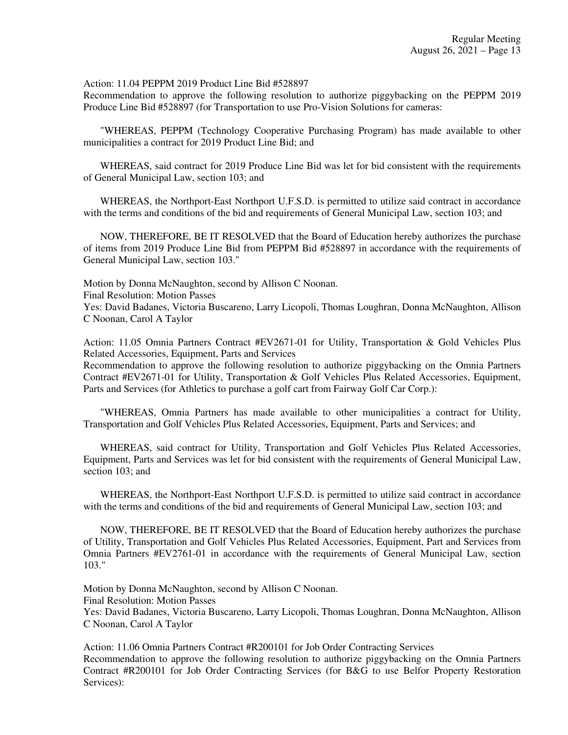Action: 11.04 PEPPM 2019 Product Line Bid #528897

Recommendation to approve the following resolution to authorize piggybacking on the PEPPM 2019 Produce Line Bid #528897 (for Transportation to use Pro-Vision Solutions for cameras:

"WHEREAS, PEPPM (Technology Cooperative Purchasing Program) has made available to other municipalities a contract for 2019 Product Line Bid; and

WHEREAS, said contract for 2019 Produce Line Bid was let for bid consistent with the requirements of General Municipal Law, section 103; and

WHEREAS, the Northport-East Northport U.F.S.D. is permitted to utilize said contract in accordance with the terms and conditions of the bid and requirements of General Municipal Law, section 103; and

NOW, THEREFORE, BE IT RESOLVED that the Board of Education hereby authorizes the purchase of items from 2019 Produce Line Bid from PEPPM Bid #528897 in accordance with the requirements of General Municipal Law, section 103."

Motion by Donna McNaughton, second by Allison C Noonan.

Final Resolution: Motion Passes

Yes: David Badanes, Victoria Buscareno, Larry Licopoli, Thomas Loughran, Donna McNaughton, Allison C Noonan, Carol A Taylor

Action: 11.05 Omnia Partners Contract #EV2671-01 for Utility, Transportation & Gold Vehicles Plus Related Accessories, Equipment, Parts and Services

Recommendation to approve the following resolution to authorize piggybacking on the Omnia Partners Contract #EV2671-01 for Utility, Transportation & Golf Vehicles Plus Related Accessories, Equipment, Parts and Services (for Athletics to purchase a golf cart from Fairway Golf Car Corp.):

"WHEREAS, Omnia Partners has made available to other municipalities a contract for Utility, Transportation and Golf Vehicles Plus Related Accessories, Equipment, Parts and Services; and

WHEREAS, said contract for Utility, Transportation and Golf Vehicles Plus Related Accessories, Equipment, Parts and Services was let for bid consistent with the requirements of General Municipal Law, section 103; and

WHEREAS, the Northport-East Northport U.F.S.D. is permitted to utilize said contract in accordance with the terms and conditions of the bid and requirements of General Municipal Law, section 103; and

NOW, THEREFORE, BE IT RESOLVED that the Board of Education hereby authorizes the purchase of Utility, Transportation and Golf Vehicles Plus Related Accessories, Equipment, Part and Services from Omnia Partners #EV2761-01 in accordance with the requirements of General Municipal Law, section 103."

Motion by Donna McNaughton, second by Allison C Noonan.

Final Resolution: Motion Passes

Yes: David Badanes, Victoria Buscareno, Larry Licopoli, Thomas Loughran, Donna McNaughton, Allison C Noonan, Carol A Taylor

Action: 11.06 Omnia Partners Contract #R200101 for Job Order Contracting Services

Recommendation to approve the following resolution to authorize piggybacking on the Omnia Partners Contract #R200101 for Job Order Contracting Services (for B&G to use Belfor Property Restoration Services):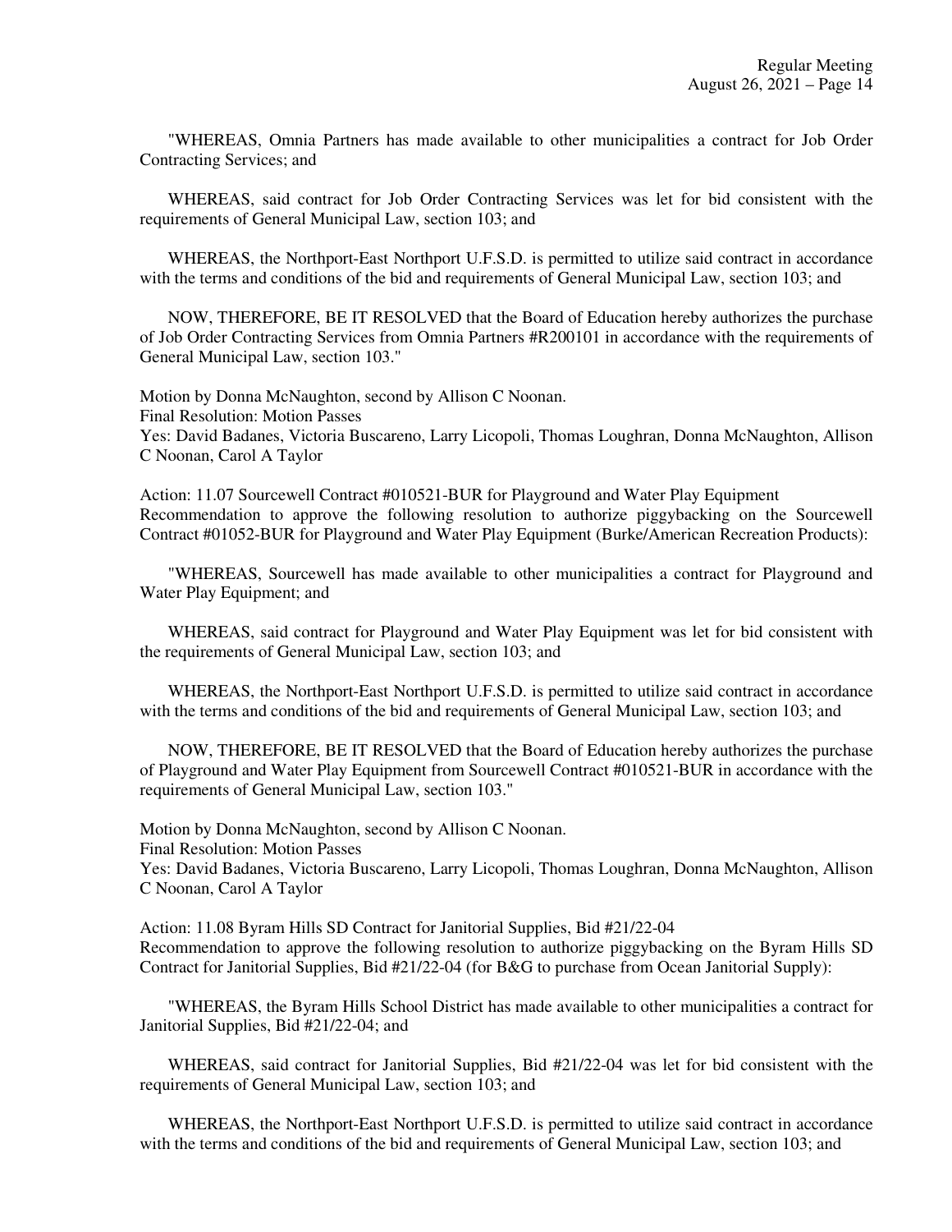"WHEREAS, Omnia Partners has made available to other municipalities a contract for Job Order Contracting Services; and

WHEREAS, said contract for Job Order Contracting Services was let for bid consistent with the requirements of General Municipal Law, section 103; and

WHEREAS, the Northport-East Northport U.F.S.D. is permitted to utilize said contract in accordance with the terms and conditions of the bid and requirements of General Municipal Law, section 103; and

NOW, THEREFORE, BE IT RESOLVED that the Board of Education hereby authorizes the purchase of Job Order Contracting Services from Omnia Partners #R200101 in accordance with the requirements of General Municipal Law, section 103."

Motion by Donna McNaughton, second by Allison C Noonan.
Final Resolution: Motion Passes
Yes: David Badanes, Victoria Buscareno, Larry Licopoli, Thomas Loughran, Donna McNaughton, Allison C Noonan, Carol A Taylor

Action: 11.07 Sourcewell Contract #010521-BUR for Playground and Water Play Equipment
Recommendation to approve the following resolution to authorize piggybacking on the Sourcewell Contract #01052-BUR for Playground and Water Play Equipment (Burke/American Recreation Products):

"WHEREAS, Sourcewell has made available to other municipalities a contract for Playground and Water Play Equipment; and

WHEREAS, said contract for Playground and Water Play Equipment was let for bid consistent with the requirements of General Municipal Law, section 103; and

WHEREAS, the Northport-East Northport U.F.S.D. is permitted to utilize said contract in accordance with the terms and conditions of the bid and requirements of General Municipal Law, section 103; and

NOW, THEREFORE, BE IT RESOLVED that the Board of Education hereby authorizes the purchase of Playground and Water Play Equipment from Sourcewell Contract #010521-BUR in accordance with the requirements of General Municipal Law, section 103."

Motion by Donna McNaughton, second by Allison C Noonan.
Final Resolution: Motion Passes
Yes: David Badanes, Victoria Buscareno, Larry Licopoli, Thomas Loughran, Donna McNaughton, Allison C Noonan, Carol A Taylor

Action: 11.08 Byram Hills SD Contract for Janitorial Supplies, Bid #21/22-04
Recommendation to approve the following resolution to authorize piggybacking on the Byram Hills SD Contract for Janitorial Supplies, Bid #21/22-04 (for B&G to purchase from Ocean Janitorial Supply):

"WHEREAS, the Byram Hills School District has made available to other municipalities a contract for Janitorial Supplies, Bid #21/22-04; and

WHEREAS, said contract for Janitorial Supplies, Bid #21/22-04 was let for bid consistent with the requirements of General Municipal Law, section 103; and

WHEREAS, the Northport-East Northport U.F.S.D. is permitted to utilize said contract in accordance with the terms and conditions of the bid and requirements of General Municipal Law, section 103; and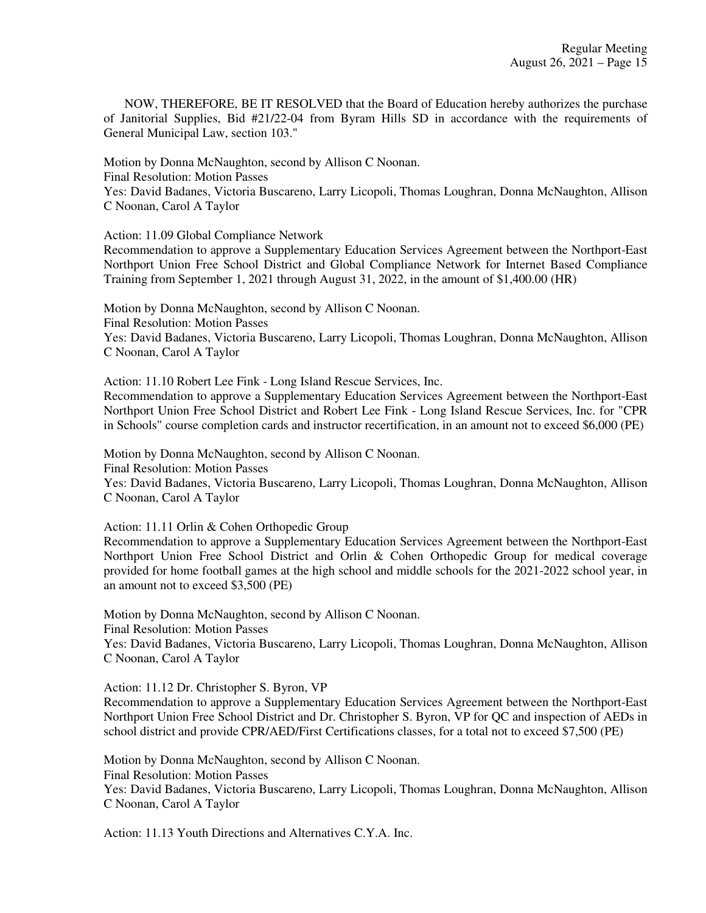NOW, THEREFORE, BE IT RESOLVED that the Board of Education hereby authorizes the purchase of Janitorial Supplies, Bid #21/22-04 from Byram Hills SD in accordance with the requirements of General Municipal Law, section 103."

Motion by Donna McNaughton, second by Allison C Noonan.
Final Resolution: Motion Passes
Yes: David Badanes, Victoria Buscareno, Larry Licopoli, Thomas Loughran, Donna McNaughton, Allison C Noonan, Carol A Taylor

Action: 11.09 Global Compliance Network
Recommendation to approve a Supplementary Education Services Agreement between the Northport-East Northport Union Free School District and Global Compliance Network for Internet Based Compliance Training from September 1, 2021 through August 31, 2022, in the amount of $1,400.00 (HR)

Motion by Donna McNaughton, second by Allison C Noonan.
Final Resolution: Motion Passes
Yes: David Badanes, Victoria Buscareno, Larry Licopoli, Thomas Loughran, Donna McNaughton, Allison C Noonan, Carol A Taylor

Action: 11.10 Robert Lee Fink - Long Island Rescue Services, Inc.
Recommendation to approve a Supplementary Education Services Agreement between the Northport-East Northport Union Free School District and Robert Lee Fink - Long Island Rescue Services, Inc. for "CPR in Schools" course completion cards and instructor recertification, in an amount not to exceed $6,000 (PE)

Motion by Donna McNaughton, second by Allison C Noonan.
Final Resolution: Motion Passes
Yes: David Badanes, Victoria Buscareno, Larry Licopoli, Thomas Loughran, Donna McNaughton, Allison C Noonan, Carol A Taylor

Action: 11.11 Orlin & Cohen Orthopedic Group
Recommendation to approve a Supplementary Education Services Agreement between the Northport-East Northport Union Free School District and Orlin & Cohen Orthopedic Group for medical coverage provided for home football games at the high school and middle schools for the 2021-2022 school year, in an amount not to exceed $3,500 (PE)

Motion by Donna McNaughton, second by Allison C Noonan.
Final Resolution: Motion Passes
Yes: David Badanes, Victoria Buscareno, Larry Licopoli, Thomas Loughran, Donna McNaughton, Allison C Noonan, Carol A Taylor

Action: 11.12 Dr. Christopher S. Byron, VP
Recommendation to approve a Supplementary Education Services Agreement between the Northport-East Northport Union Free School District and Dr. Christopher S. Byron, VP for QC and inspection of AEDs in school district and provide CPR/AED/First Certifications classes, for a total not to exceed $7,500 (PE)

Motion by Donna McNaughton, second by Allison C Noonan.
Final Resolution: Motion Passes
Yes: David Badanes, Victoria Buscareno, Larry Licopoli, Thomas Loughran, Donna McNaughton, Allison C Noonan, Carol A Taylor

Action: 11.13 Youth Directions and Alternatives C.Y.A. Inc.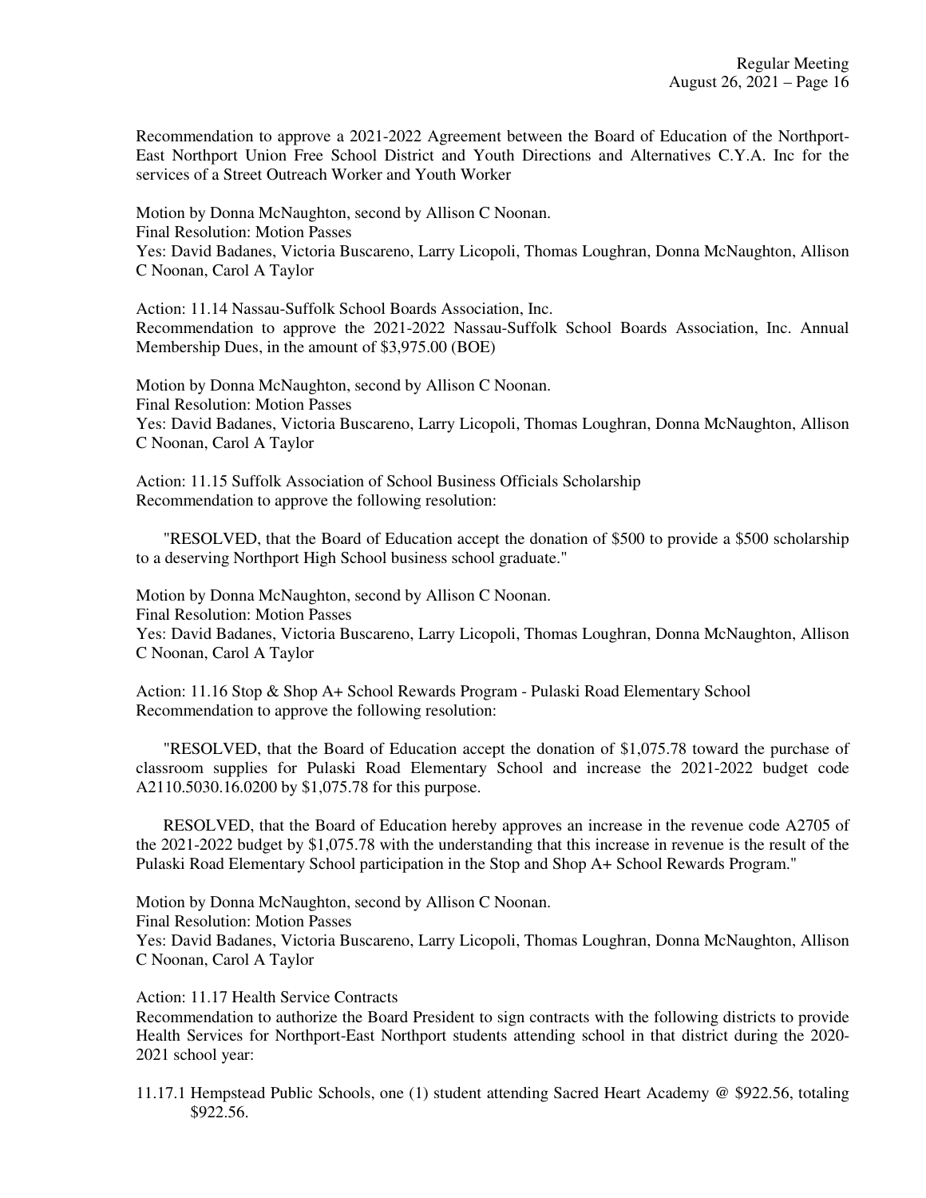Recommendation to approve a 2021-2022 Agreement between the Board of Education of the Northport-East Northport Union Free School District and Youth Directions and Alternatives C.Y.A. Inc for the services of a Street Outreach Worker and Youth Worker

Motion by Donna McNaughton, second by Allison C Noonan.
Final Resolution: Motion Passes
Yes: David Badanes, Victoria Buscareno, Larry Licopoli, Thomas Loughran, Donna McNaughton, Allison C Noonan, Carol A Taylor

Action: 11.14 Nassau-Suffolk School Boards Association, Inc.
Recommendation to approve the 2021-2022 Nassau-Suffolk School Boards Association, Inc. Annual Membership Dues, in the amount of $3,975.00 (BOE)

Motion by Donna McNaughton, second by Allison C Noonan.
Final Resolution: Motion Passes
Yes: David Badanes, Victoria Buscareno, Larry Licopoli, Thomas Loughran, Donna McNaughton, Allison C Noonan, Carol A Taylor

Action: 11.15 Suffolk Association of School Business Officials Scholarship
Recommendation to approve the following resolution:

"RESOLVED, that the Board of Education accept the donation of $500 to provide a $500 scholarship to a deserving Northport High School business school graduate."

Motion by Donna McNaughton, second by Allison C Noonan.
Final Resolution: Motion Passes
Yes: David Badanes, Victoria Buscareno, Larry Licopoli, Thomas Loughran, Donna McNaughton, Allison C Noonan, Carol A Taylor

Action: 11.16 Stop & Shop A+ School Rewards Program - Pulaski Road Elementary School
Recommendation to approve the following resolution:

"RESOLVED, that the Board of Education accept the donation of $1,075.78 toward the purchase of classroom supplies for Pulaski Road Elementary School and increase the 2021-2022 budget code A2110.5030.16.0200 by $1,075.78 for this purpose.

RESOLVED, that the Board of Education hereby approves an increase in the revenue code A2705 of the 2021-2022 budget by $1,075.78 with the understanding that this increase in revenue is the result of the Pulaski Road Elementary School participation in the Stop and Shop A+ School Rewards Program."

Motion by Donna McNaughton, second by Allison C Noonan.
Final Resolution: Motion Passes
Yes: David Badanes, Victoria Buscareno, Larry Licopoli, Thomas Loughran, Donna McNaughton, Allison C Noonan, Carol A Taylor

Action: 11.17 Health Service Contracts
Recommendation to authorize the Board President to sign contracts with the following districts to provide Health Services for Northport-East Northport students attending school in that district during the 2020-2021 school year:

11.17.1 Hempstead Public Schools, one (1) student attending Sacred Heart Academy @ $922.56, totaling $922.56.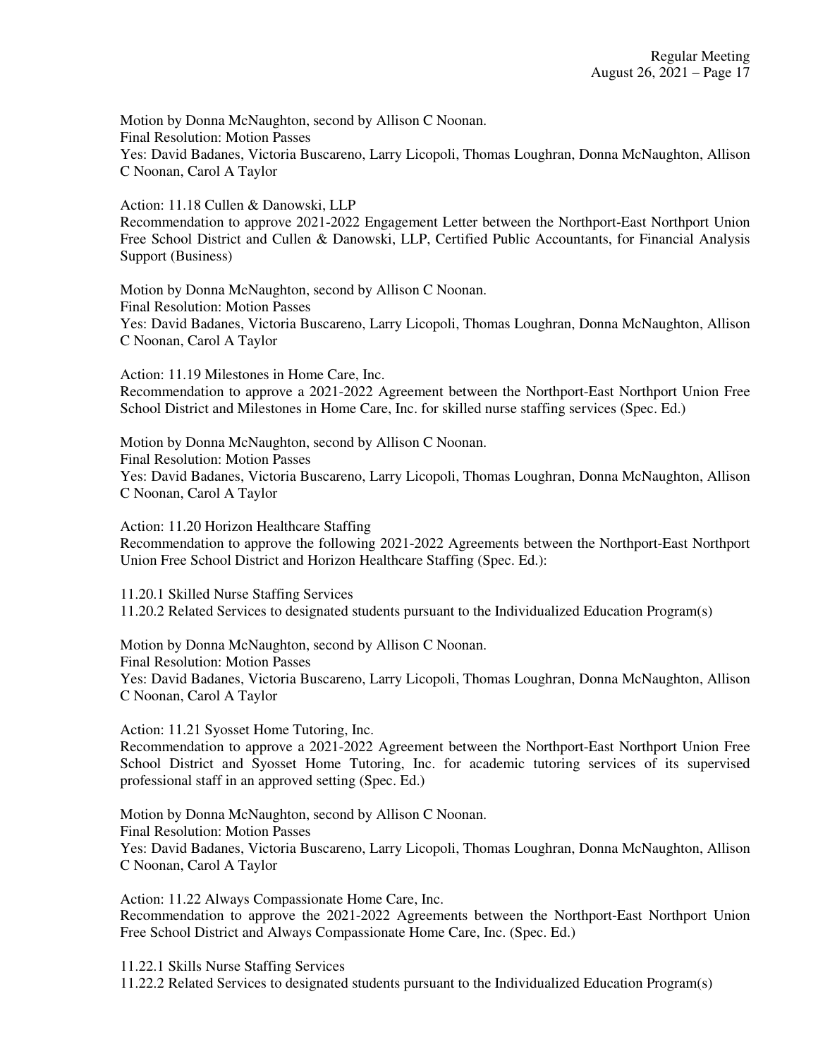Motion by Donna McNaughton, second by Allison C Noonan.
Final Resolution: Motion Passes
Yes: David Badanes, Victoria Buscareno, Larry Licopoli, Thomas Loughran, Donna McNaughton, Allison C Noonan, Carol A Taylor

Action: 11.18 Cullen & Danowski, LLP
Recommendation to approve 2021-2022 Engagement Letter between the Northport-East Northport Union Free School District and Cullen & Danowski, LLP, Certified Public Accountants, for Financial Analysis Support (Business)

Motion by Donna McNaughton, second by Allison C Noonan.
Final Resolution: Motion Passes
Yes: David Badanes, Victoria Buscareno, Larry Licopoli, Thomas Loughran, Donna McNaughton, Allison C Noonan, Carol A Taylor

Action: 11.19 Milestones in Home Care, Inc.
Recommendation to approve a 2021-2022 Agreement between the Northport-East Northport Union Free School District and Milestones in Home Care, Inc. for skilled nurse staffing services (Spec. Ed.)

Motion by Donna McNaughton, second by Allison C Noonan.
Final Resolution: Motion Passes
Yes: David Badanes, Victoria Buscareno, Larry Licopoli, Thomas Loughran, Donna McNaughton, Allison C Noonan, Carol A Taylor

Action: 11.20 Horizon Healthcare Staffing
Recommendation to approve the following 2021-2022 Agreements between the Northport-East Northport Union Free School District and Horizon Healthcare Staffing (Spec. Ed.):

11.20.1 Skilled Nurse Staffing Services
11.20.2 Related Services to designated students pursuant to the Individualized Education Program(s)

Motion by Donna McNaughton, second by Allison C Noonan.
Final Resolution: Motion Passes
Yes: David Badanes, Victoria Buscareno, Larry Licopoli, Thomas Loughran, Donna McNaughton, Allison C Noonan, Carol A Taylor

Action: 11.21 Syosset Home Tutoring, Inc.
Recommendation to approve a 2021-2022 Agreement between the Northport-East Northport Union Free School District and Syosset Home Tutoring, Inc. for academic tutoring services of its supervised professional staff in an approved setting (Spec. Ed.)

Motion by Donna McNaughton, second by Allison C Noonan.
Final Resolution: Motion Passes
Yes: David Badanes, Victoria Buscareno, Larry Licopoli, Thomas Loughran, Donna McNaughton, Allison C Noonan, Carol A Taylor

Action: 11.22 Always Compassionate Home Care, Inc.
Recommendation to approve the 2021-2022 Agreements between the Northport-East Northport Union Free School District and Always Compassionate Home Care, Inc. (Spec. Ed.)

11.22.1 Skills Nurse Staffing Services
11.22.2 Related Services to designated students pursuant to the Individualized Education Program(s)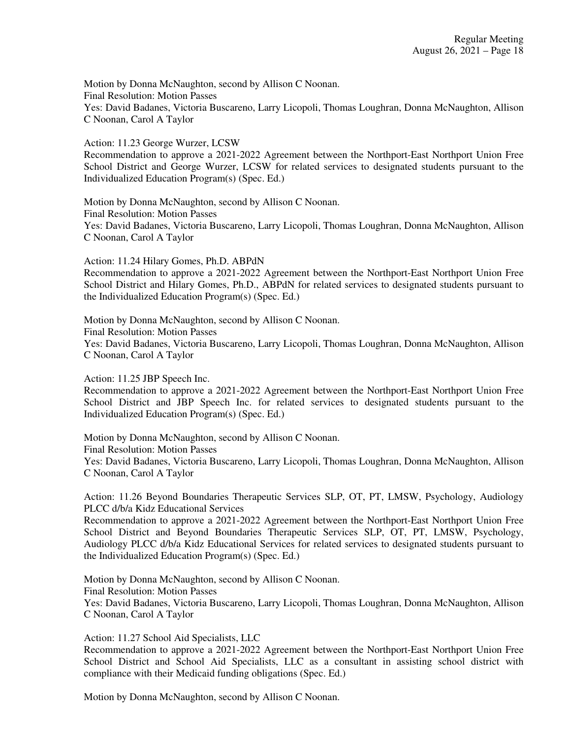Motion by Donna McNaughton, second by Allison C Noonan.
Final Resolution: Motion Passes
Yes: David Badanes, Victoria Buscareno, Larry Licopoli, Thomas Loughran, Donna McNaughton, Allison C Noonan, Carol A Taylor

Action: 11.23 George Wurzer, LCSW
Recommendation to approve a 2021-2022 Agreement between the Northport-East Northport Union Free School District and George Wurzer, LCSW for related services to designated students pursuant to the Individualized Education Program(s) (Spec. Ed.)

Motion by Donna McNaughton, second by Allison C Noonan.
Final Resolution: Motion Passes
Yes: David Badanes, Victoria Buscareno, Larry Licopoli, Thomas Loughran, Donna McNaughton, Allison C Noonan, Carol A Taylor

Action: 11.24 Hilary Gomes, Ph.D. ABPdN
Recommendation to approve a 2021-2022 Agreement between the Northport-East Northport Union Free School District and Hilary Gomes, Ph.D., ABPdN for related services to designated students pursuant to the Individualized Education Program(s) (Spec. Ed.)

Motion by Donna McNaughton, second by Allison C Noonan.
Final Resolution: Motion Passes
Yes: David Badanes, Victoria Buscareno, Larry Licopoli, Thomas Loughran, Donna McNaughton, Allison C Noonan, Carol A Taylor

Action: 11.25 JBP Speech Inc.
Recommendation to approve a 2021-2022 Agreement between the Northport-East Northport Union Free School District and JBP Speech Inc. for related services to designated students pursuant to the Individualized Education Program(s) (Spec. Ed.)

Motion by Donna McNaughton, second by Allison C Noonan.
Final Resolution: Motion Passes
Yes: David Badanes, Victoria Buscareno, Larry Licopoli, Thomas Loughran, Donna McNaughton, Allison C Noonan, Carol A Taylor

Action: 11.26 Beyond Boundaries Therapeutic Services SLP, OT, PT, LMSW, Psychology, Audiology PLCC d/b/a Kidz Educational Services
Recommendation to approve a 2021-2022 Agreement between the Northport-East Northport Union Free School District and Beyond Boundaries Therapeutic Services SLP, OT, PT, LMSW, Psychology, Audiology PLCC d/b/a Kidz Educational Services for related services to designated students pursuant to the Individualized Education Program(s) (Spec. Ed.)

Motion by Donna McNaughton, second by Allison C Noonan.
Final Resolution: Motion Passes
Yes: David Badanes, Victoria Buscareno, Larry Licopoli, Thomas Loughran, Donna McNaughton, Allison C Noonan, Carol A Taylor

Action: 11.27 School Aid Specialists, LLC
Recommendation to approve a 2021-2022 Agreement between the Northport-East Northport Union Free School District and School Aid Specialists, LLC as a consultant in assisting school district with compliance with their Medicaid funding obligations (Spec. Ed.)

Motion by Donna McNaughton, second by Allison C Noonan.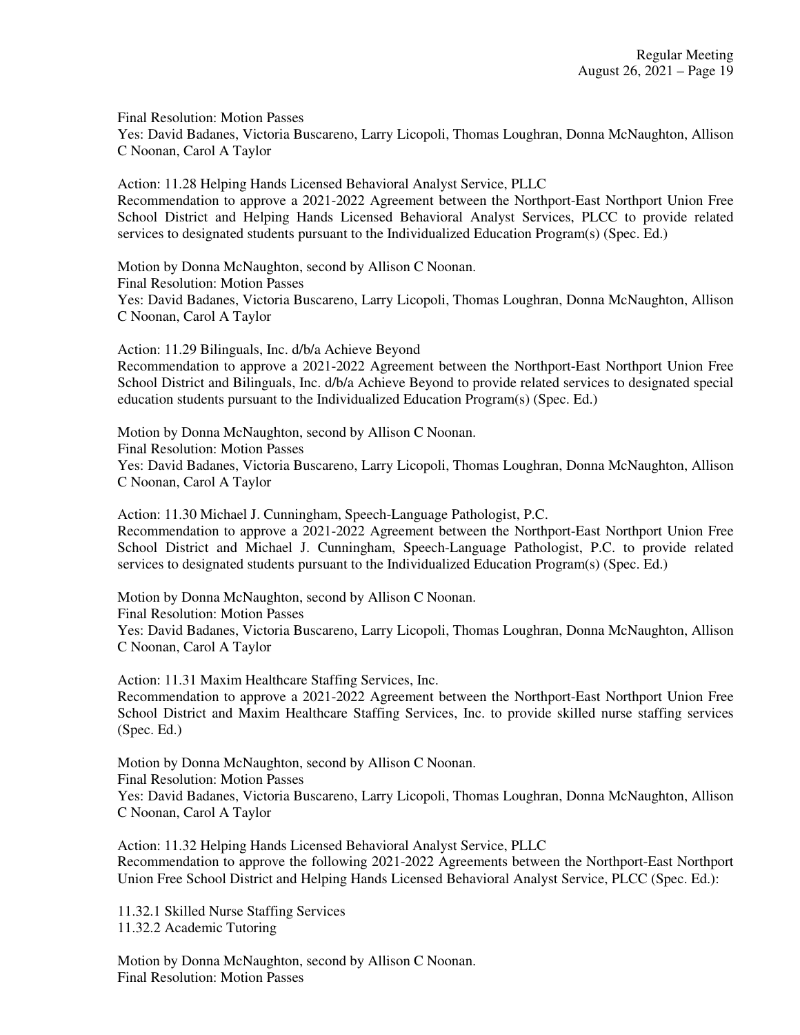Final Resolution: Motion Passes
Yes: David Badanes, Victoria Buscareno, Larry Licopoli, Thomas Loughran, Donna McNaughton, Allison C Noonan, Carol A Taylor

Action: 11.28 Helping Hands Licensed Behavioral Analyst Service, PLLC
Recommendation to approve a 2021-2022 Agreement between the Northport-East Northport Union Free School District and Helping Hands Licensed Behavioral Analyst Services, PLCC to provide related services to designated students pursuant to the Individualized Education Program(s) (Spec. Ed.)

Motion by Donna McNaughton, second by Allison C Noonan.
Final Resolution: Motion Passes
Yes: David Badanes, Victoria Buscareno, Larry Licopoli, Thomas Loughran, Donna McNaughton, Allison C Noonan, Carol A Taylor

Action: 11.29 Bilinguals, Inc. d/b/a Achieve Beyond
Recommendation to approve a 2021-2022 Agreement between the Northport-East Northport Union Free School District and Bilinguals, Inc. d/b/a Achieve Beyond to provide related services to designated special education students pursuant to the Individualized Education Program(s) (Spec. Ed.)

Motion by Donna McNaughton, second by Allison C Noonan.
Final Resolution: Motion Passes
Yes: David Badanes, Victoria Buscareno, Larry Licopoli, Thomas Loughran, Donna McNaughton, Allison C Noonan, Carol A Taylor

Action: 11.30 Michael J. Cunningham, Speech-Language Pathologist, P.C.
Recommendation to approve a 2021-2022 Agreement between the Northport-East Northport Union Free School District and Michael J. Cunningham, Speech-Language Pathologist, P.C. to provide related services to designated students pursuant to the Individualized Education Program(s) (Spec. Ed.)

Motion by Donna McNaughton, second by Allison C Noonan.
Final Resolution: Motion Passes
Yes: David Badanes, Victoria Buscareno, Larry Licopoli, Thomas Loughran, Donna McNaughton, Allison C Noonan, Carol A Taylor

Action: 11.31 Maxim Healthcare Staffing Services, Inc.
Recommendation to approve a 2021-2022 Agreement between the Northport-East Northport Union Free School District and Maxim Healthcare Staffing Services, Inc. to provide skilled nurse staffing services (Spec. Ed.)

Motion by Donna McNaughton, second by Allison C Noonan.
Final Resolution: Motion Passes
Yes: David Badanes, Victoria Buscareno, Larry Licopoli, Thomas Loughran, Donna McNaughton, Allison C Noonan, Carol A Taylor

Action: 11.32 Helping Hands Licensed Behavioral Analyst Service, PLLC
Recommendation to approve the following 2021-2022 Agreements between the Northport-East Northport Union Free School District and Helping Hands Licensed Behavioral Analyst Service, PLCC (Spec. Ed.):

11.32.1 Skilled Nurse Staffing Services
11.32.2 Academic Tutoring

Motion by Donna McNaughton, second by Allison C Noonan.
Final Resolution: Motion Passes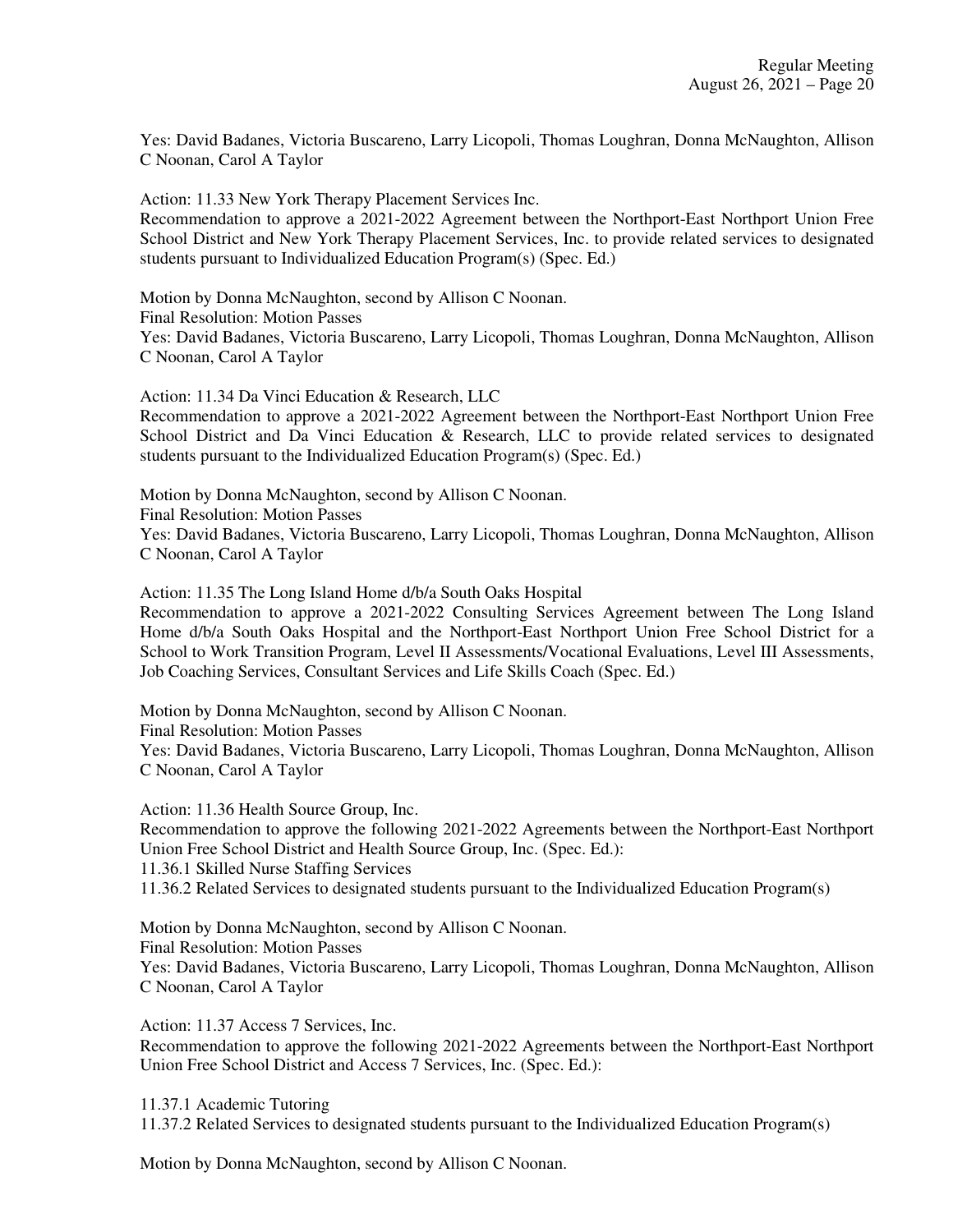Yes: David Badanes, Victoria Buscareno, Larry Licopoli, Thomas Loughran, Donna McNaughton, Allison C Noonan, Carol A Taylor

Action: 11.33 New York Therapy Placement Services Inc.
Recommendation to approve a 2021-2022 Agreement between the Northport-East Northport Union Free School District and New York Therapy Placement Services, Inc. to provide related services to designated students pursuant to Individualized Education Program(s) (Spec. Ed.)

Motion by Donna McNaughton, second by Allison C Noonan.
Final Resolution: Motion Passes
Yes: David Badanes, Victoria Buscareno, Larry Licopoli, Thomas Loughran, Donna McNaughton, Allison C Noonan, Carol A Taylor

Action: 11.34 Da Vinci Education & Research, LLC
Recommendation to approve a 2021-2022 Agreement between the Northport-East Northport Union Free School District and Da Vinci Education & Research, LLC to provide related services to designated students pursuant to the Individualized Education Program(s) (Spec. Ed.)

Motion by Donna McNaughton, second by Allison C Noonan.
Final Resolution: Motion Passes
Yes: David Badanes, Victoria Buscareno, Larry Licopoli, Thomas Loughran, Donna McNaughton, Allison C Noonan, Carol A Taylor

Action: 11.35 The Long Island Home d/b/a South Oaks Hospital
Recommendation to approve a 2021-2022 Consulting Services Agreement between The Long Island Home d/b/a South Oaks Hospital and the Northport-East Northport Union Free School District for a School to Work Transition Program, Level II Assessments/Vocational Evaluations, Level III Assessments, Job Coaching Services, Consultant Services and Life Skills Coach (Spec. Ed.)

Motion by Donna McNaughton, second by Allison C Noonan.
Final Resolution: Motion Passes
Yes: David Badanes, Victoria Buscareno, Larry Licopoli, Thomas Loughran, Donna McNaughton, Allison C Noonan, Carol A Taylor

Action: 11.36 Health Source Group, Inc.
Recommendation to approve the following 2021-2022 Agreements between the Northport-East Northport Union Free School District and Health Source Group, Inc. (Spec. Ed.):
11.36.1 Skilled Nurse Staffing Services
11.36.2 Related Services to designated students pursuant to the Individualized Education Program(s)

Motion by Donna McNaughton, second by Allison C Noonan.
Final Resolution: Motion Passes
Yes: David Badanes, Victoria Buscareno, Larry Licopoli, Thomas Loughran, Donna McNaughton, Allison C Noonan, Carol A Taylor

Action: 11.37 Access 7 Services, Inc.
Recommendation to approve the following 2021-2022 Agreements between the Northport-East Northport Union Free School District and Access 7 Services, Inc. (Spec. Ed.):

11.37.1 Academic Tutoring
11.37.2 Related Services to designated students pursuant to the Individualized Education Program(s)

Motion by Donna McNaughton, second by Allison C Noonan.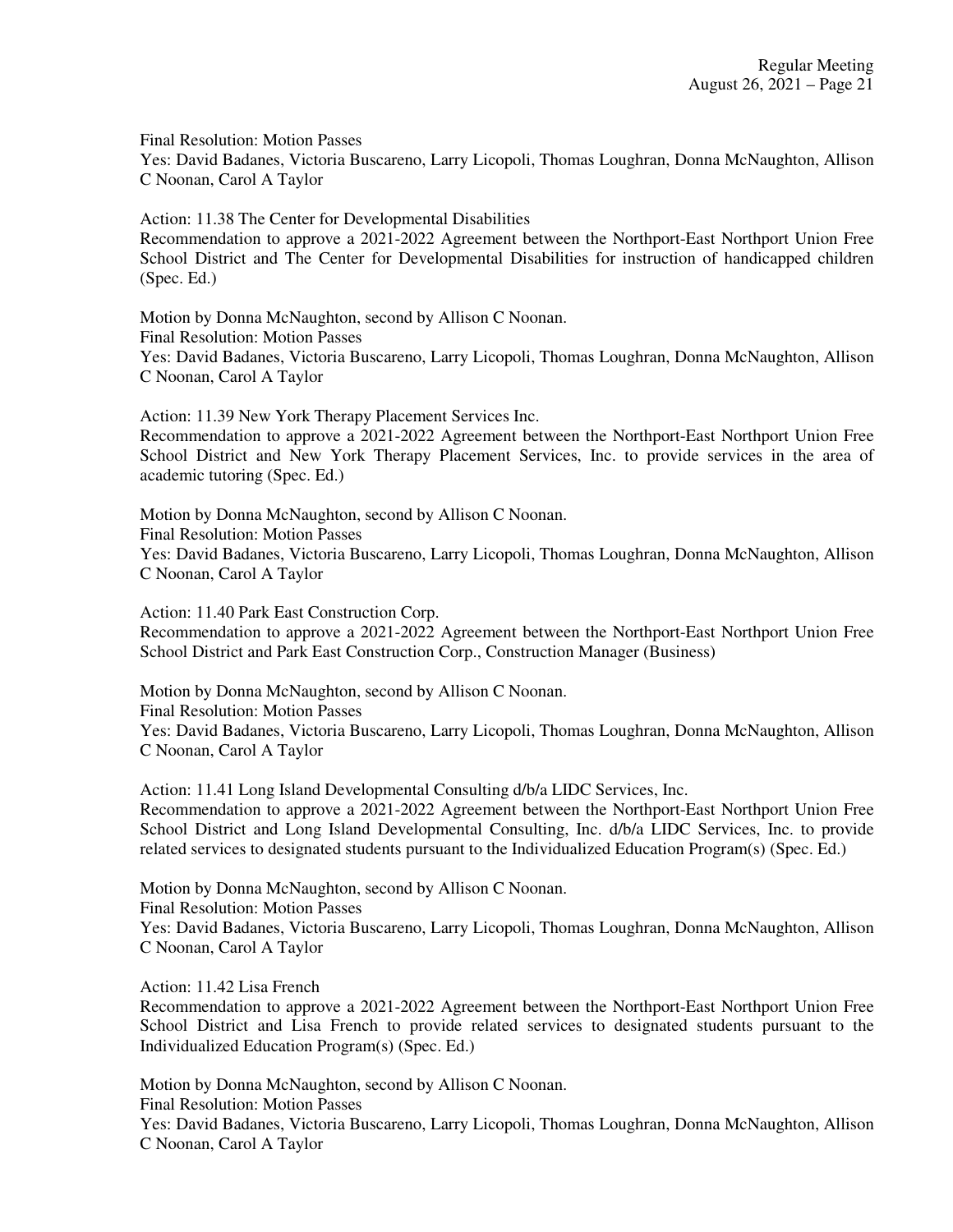Final Resolution: Motion Passes
Yes: David Badanes, Victoria Buscareno, Larry Licopoli, Thomas Loughran, Donna McNaughton, Allison C Noonan, Carol A Taylor

Action: 11.38 The Center for Developmental Disabilities
Recommendation to approve a 2021-2022 Agreement between the Northport-East Northport Union Free School District and The Center for Developmental Disabilities for instruction of handicapped children (Spec. Ed.)

Motion by Donna McNaughton, second by Allison C Noonan.
Final Resolution: Motion Passes
Yes: David Badanes, Victoria Buscareno, Larry Licopoli, Thomas Loughran, Donna McNaughton, Allison C Noonan, Carol A Taylor

Action: 11.39 New York Therapy Placement Services Inc.
Recommendation to approve a 2021-2022 Agreement between the Northport-East Northport Union Free School District and New York Therapy Placement Services, Inc. to provide services in the area of academic tutoring (Spec. Ed.)

Motion by Donna McNaughton, second by Allison C Noonan.
Final Resolution: Motion Passes
Yes: David Badanes, Victoria Buscareno, Larry Licopoli, Thomas Loughran, Donna McNaughton, Allison C Noonan, Carol A Taylor

Action: 11.40 Park East Construction Corp.
Recommendation to approve a 2021-2022 Agreement between the Northport-East Northport Union Free School District and Park East Construction Corp., Construction Manager (Business)

Motion by Donna McNaughton, second by Allison C Noonan.
Final Resolution: Motion Passes
Yes: David Badanes, Victoria Buscareno, Larry Licopoli, Thomas Loughran, Donna McNaughton, Allison C Noonan, Carol A Taylor

Action: 11.41 Long Island Developmental Consulting d/b/a LIDC Services, Inc.
Recommendation to approve a 2021-2022 Agreement between the Northport-East Northport Union Free School District and Long Island Developmental Consulting, Inc. d/b/a LIDC Services, Inc. to provide related services to designated students pursuant to the Individualized Education Program(s) (Spec. Ed.)

Motion by Donna McNaughton, second by Allison C Noonan.
Final Resolution: Motion Passes
Yes: David Badanes, Victoria Buscareno, Larry Licopoli, Thomas Loughran, Donna McNaughton, Allison C Noonan, Carol A Taylor

Action: 11.42 Lisa French
Recommendation to approve a 2021-2022 Agreement between the Northport-East Northport Union Free School District and Lisa French to provide related services to designated students pursuant to the Individualized Education Program(s) (Spec. Ed.)

Motion by Donna McNaughton, second by Allison C Noonan.
Final Resolution: Motion Passes
Yes: David Badanes, Victoria Buscareno, Larry Licopoli, Thomas Loughran, Donna McNaughton, Allison C Noonan, Carol A Taylor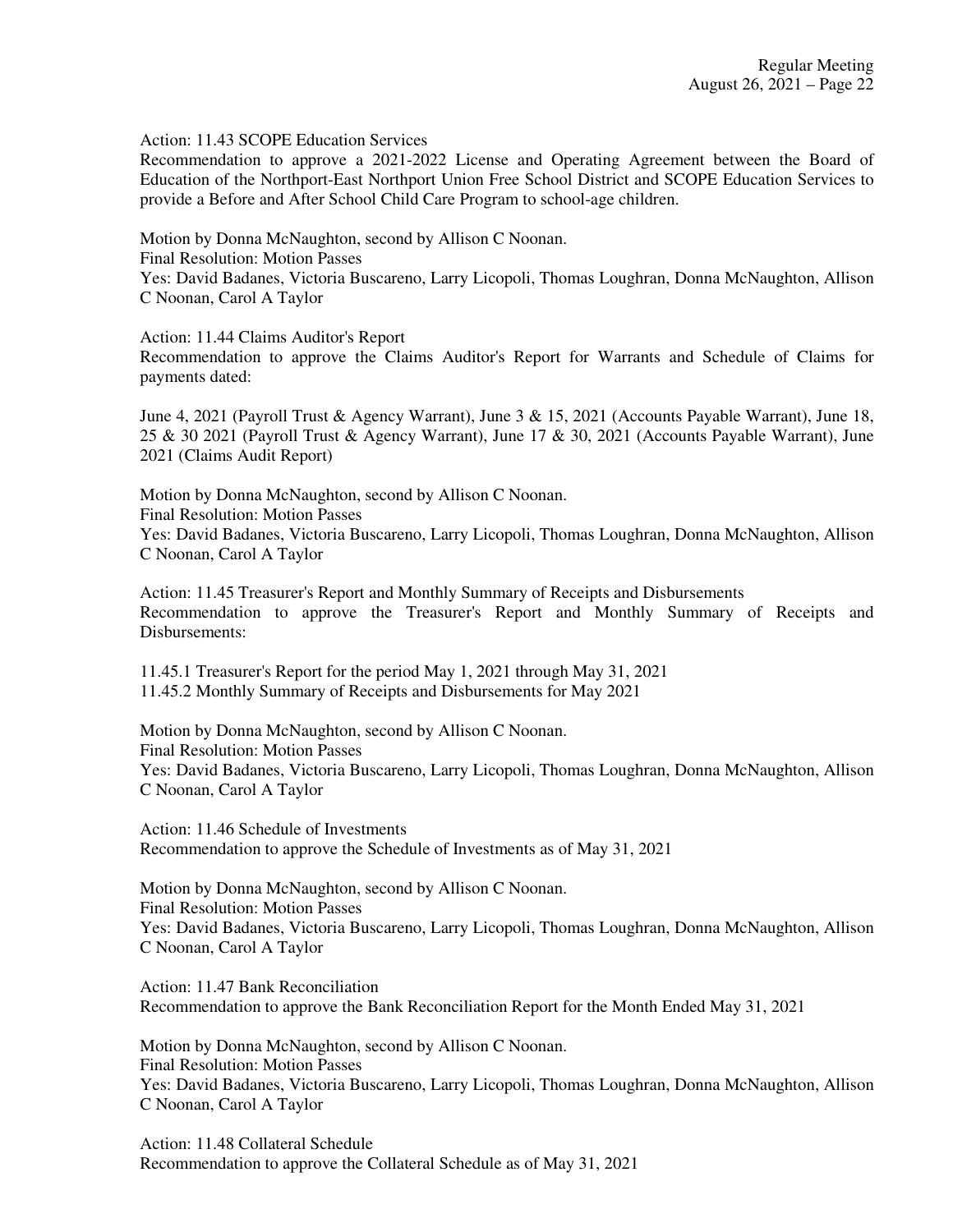Action: 11.43 SCOPE Education Services

Recommendation to approve a 2021-2022 License and Operating Agreement between the Board of Education of the Northport-East Northport Union Free School District and SCOPE Education Services to provide a Before and After School Child Care Program to school-age children.

Motion by Donna McNaughton, second by Allison C Noonan.
Final Resolution: Motion Passes
Yes: David Badanes, Victoria Buscareno, Larry Licopoli, Thomas Loughran, Donna McNaughton, Allison C Noonan, Carol A Taylor

Action: 11.44 Claims Auditor's Report

Recommendation to approve the Claims Auditor's Report for Warrants and Schedule of Claims for payments dated:

June 4, 2021 (Payroll Trust & Agency Warrant), June 3 & 15, 2021 (Accounts Payable Warrant), June 18, 25 & 30 2021 (Payroll Trust & Agency Warrant), June 17 & 30, 2021 (Accounts Payable Warrant), June 2021 (Claims Audit Report)

Motion by Donna McNaughton, second by Allison C Noonan.
Final Resolution: Motion Passes
Yes: David Badanes, Victoria Buscareno, Larry Licopoli, Thomas Loughran, Donna McNaughton, Allison C Noonan, Carol A Taylor

Action: 11.45 Treasurer's Report and Monthly Summary of Receipts and Disbursements

Recommendation to approve the Treasurer's Report and Monthly Summary of Receipts and Disbursements:

11.45.1 Treasurer's Report for the period May 1, 2021 through May 31, 2021
11.45.2 Monthly Summary of Receipts and Disbursements for May 2021

Motion by Donna McNaughton, second by Allison C Noonan.
Final Resolution: Motion Passes
Yes: David Badanes, Victoria Buscareno, Larry Licopoli, Thomas Loughran, Donna McNaughton, Allison C Noonan, Carol A Taylor

Action: 11.46 Schedule of Investments

Recommendation to approve the Schedule of Investments as of May 31, 2021

Motion by Donna McNaughton, second by Allison C Noonan.
Final Resolution: Motion Passes
Yes: David Badanes, Victoria Buscareno, Larry Licopoli, Thomas Loughran, Donna McNaughton, Allison C Noonan, Carol A Taylor

Action: 11.47 Bank Reconciliation

Recommendation to approve the Bank Reconciliation Report for the Month Ended May 31, 2021

Motion by Donna McNaughton, second by Allison C Noonan.
Final Resolution: Motion Passes
Yes: David Badanes, Victoria Buscareno, Larry Licopoli, Thomas Loughran, Donna McNaughton, Allison C Noonan, Carol A Taylor

Action: 11.48 Collateral Schedule

Recommendation to approve the Collateral Schedule as of May 31, 2021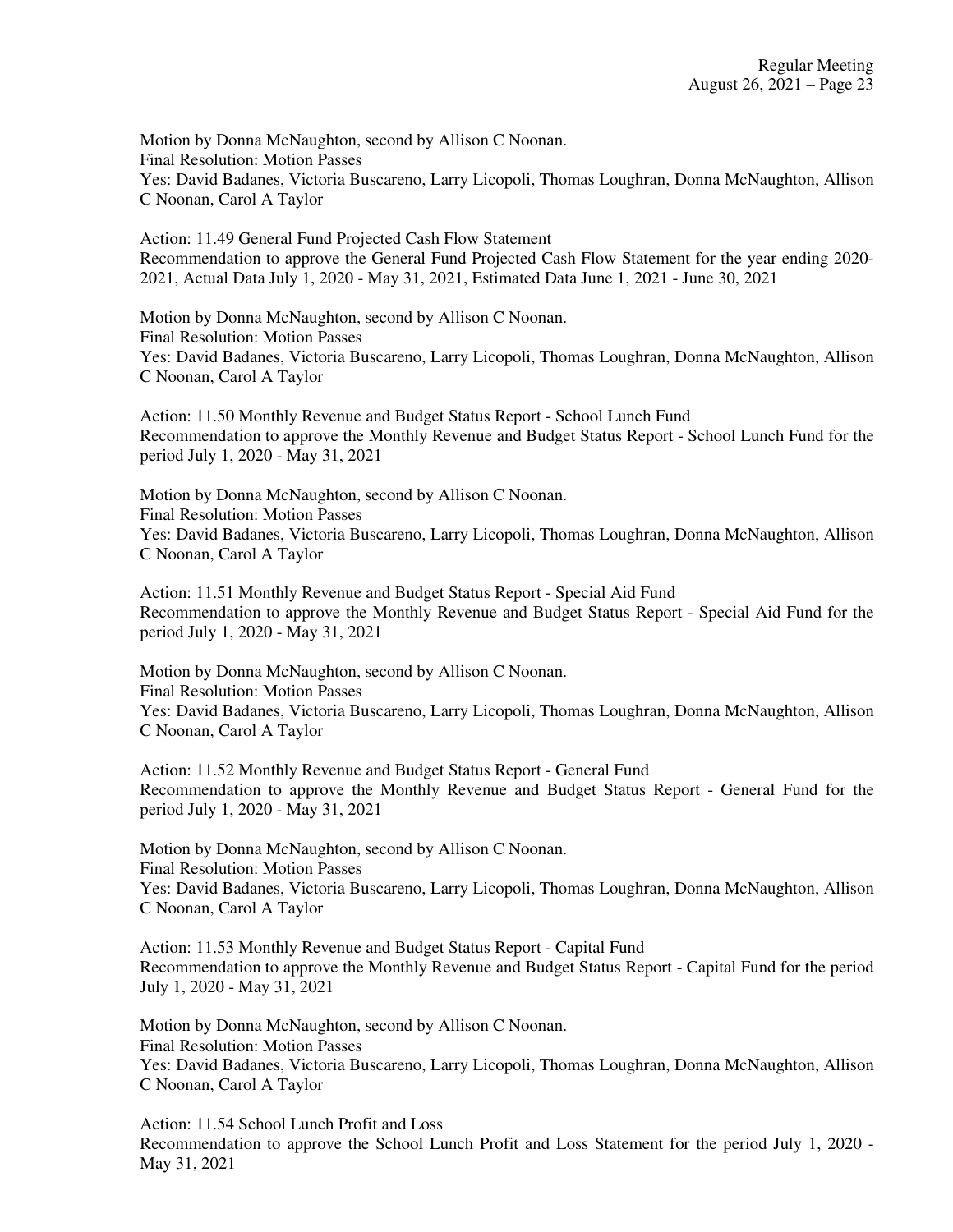Motion by Donna McNaughton, second by Allison C Noonan.
Final Resolution: Motion Passes
Yes: David Badanes, Victoria Buscareno, Larry Licopoli, Thomas Loughran, Donna McNaughton, Allison C Noonan, Carol A Taylor

Action: 11.49 General Fund Projected Cash Flow Statement
Recommendation to approve the General Fund Projected Cash Flow Statement for the year ending 2020-2021, Actual Data July 1, 2020 - May 31, 2021, Estimated Data June 1, 2021 - June 30, 2021

Motion by Donna McNaughton, second by Allison C Noonan.
Final Resolution: Motion Passes
Yes: David Badanes, Victoria Buscareno, Larry Licopoli, Thomas Loughran, Donna McNaughton, Allison C Noonan, Carol A Taylor

Action: 11.50 Monthly Revenue and Budget Status Report - School Lunch Fund
Recommendation to approve the Monthly Revenue and Budget Status Report - School Lunch Fund for the period July 1, 2020 - May 31, 2021

Motion by Donna McNaughton, second by Allison C Noonan.
Final Resolution: Motion Passes
Yes: David Badanes, Victoria Buscareno, Larry Licopoli, Thomas Loughran, Donna McNaughton, Allison C Noonan, Carol A Taylor

Action: 11.51 Monthly Revenue and Budget Status Report - Special Aid Fund
Recommendation to approve the Monthly Revenue and Budget Status Report - Special Aid Fund for the period July 1, 2020 - May 31, 2021

Motion by Donna McNaughton, second by Allison C Noonan.
Final Resolution: Motion Passes
Yes: David Badanes, Victoria Buscareno, Larry Licopoli, Thomas Loughran, Donna McNaughton, Allison C Noonan, Carol A Taylor

Action: 11.52 Monthly Revenue and Budget Status Report - General Fund
Recommendation to approve the Monthly Revenue and Budget Status Report - General Fund for the period July 1, 2020 - May 31, 2021

Motion by Donna McNaughton, second by Allison C Noonan.
Final Resolution: Motion Passes
Yes: David Badanes, Victoria Buscareno, Larry Licopoli, Thomas Loughran, Donna McNaughton, Allison C Noonan, Carol A Taylor

Action: 11.53 Monthly Revenue and Budget Status Report - Capital Fund
Recommendation to approve the Monthly Revenue and Budget Status Report - Capital Fund for the period July 1, 2020 - May 31, 2021

Motion by Donna McNaughton, second by Allison C Noonan.
Final Resolution: Motion Passes
Yes: David Badanes, Victoria Buscareno, Larry Licopoli, Thomas Loughran, Donna McNaughton, Allison C Noonan, Carol A Taylor

Action: 11.54 School Lunch Profit and Loss
Recommendation to approve the School Lunch Profit and Loss Statement for the period July 1, 2020 - May 31, 2021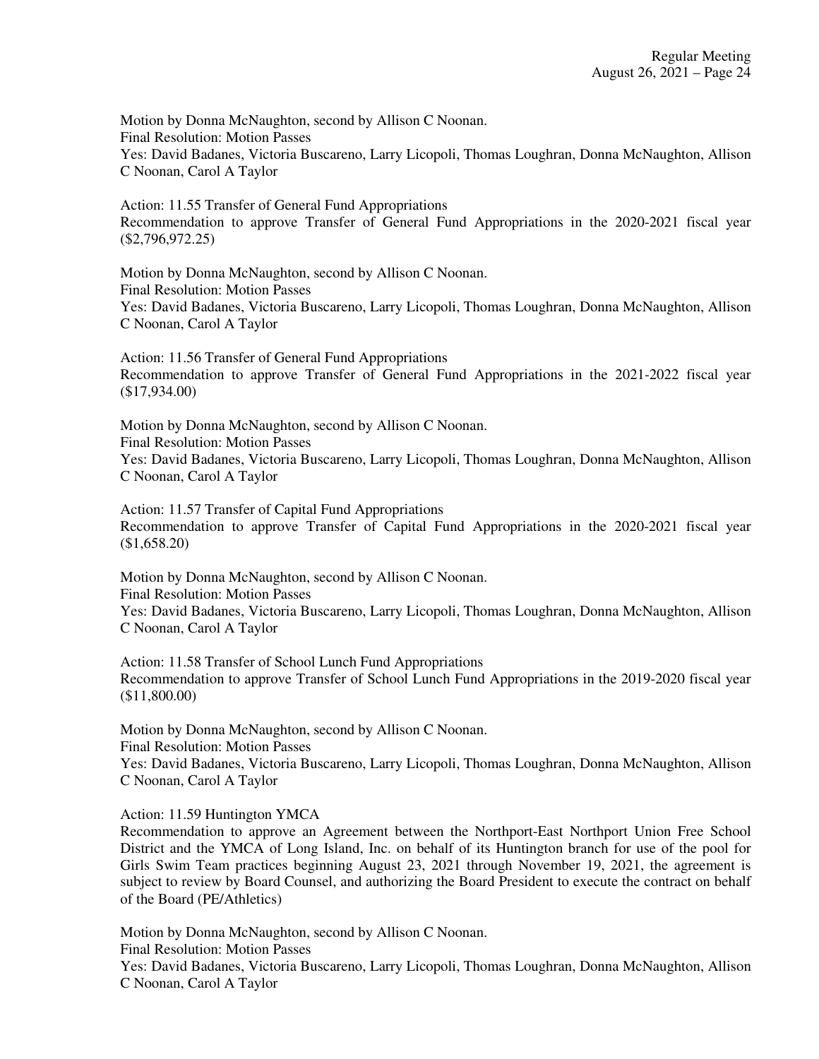Motion by Donna McNaughton, second by Allison C Noonan.
Final Resolution: Motion Passes
Yes: David Badanes, Victoria Buscareno, Larry Licopoli, Thomas Loughran, Donna McNaughton, Allison C Noonan, Carol A Taylor

Action: 11.55 Transfer of General Fund Appropriations
Recommendation to approve Transfer of General Fund Appropriations in the 2020-2021 fiscal year ($2,796,972.25)

Motion by Donna McNaughton, second by Allison C Noonan.
Final Resolution: Motion Passes
Yes: David Badanes, Victoria Buscareno, Larry Licopoli, Thomas Loughran, Donna McNaughton, Allison C Noonan, Carol A Taylor

Action: 11.56 Transfer of General Fund Appropriations
Recommendation to approve Transfer of General Fund Appropriations in the 2021-2022 fiscal year ($17,934.00)

Motion by Donna McNaughton, second by Allison C Noonan.
Final Resolution: Motion Passes
Yes: David Badanes, Victoria Buscareno, Larry Licopoli, Thomas Loughran, Donna McNaughton, Allison C Noonan, Carol A Taylor

Action: 11.57 Transfer of Capital Fund Appropriations
Recommendation to approve Transfer of Capital Fund Appropriations in the 2020-2021 fiscal year ($1,658.20)

Motion by Donna McNaughton, second by Allison C Noonan.
Final Resolution: Motion Passes
Yes: David Badanes, Victoria Buscareno, Larry Licopoli, Thomas Loughran, Donna McNaughton, Allison C Noonan, Carol A Taylor

Action: 11.58 Transfer of School Lunch Fund Appropriations
Recommendation to approve Transfer of School Lunch Fund Appropriations in the 2019-2020 fiscal year ($11,800.00)

Motion by Donna McNaughton, second by Allison C Noonan.
Final Resolution: Motion Passes
Yes: David Badanes, Victoria Buscareno, Larry Licopoli, Thomas Loughran, Donna McNaughton, Allison C Noonan, Carol A Taylor

Action: 11.59 Huntington YMCA
Recommendation to approve an Agreement between the Northport-East Northport Union Free School District and the YMCA of Long Island, Inc. on behalf of its Huntington branch for use of the pool for Girls Swim Team practices beginning August 23, 2021 through November 19, 2021, the agreement is subject to review by Board Counsel, and authorizing the Board President to execute the contract on behalf of the Board (PE/Athletics)

Motion by Donna McNaughton, second by Allison C Noonan.
Final Resolution: Motion Passes
Yes: David Badanes, Victoria Buscareno, Larry Licopoli, Thomas Loughran, Donna McNaughton, Allison C Noonan, Carol A Taylor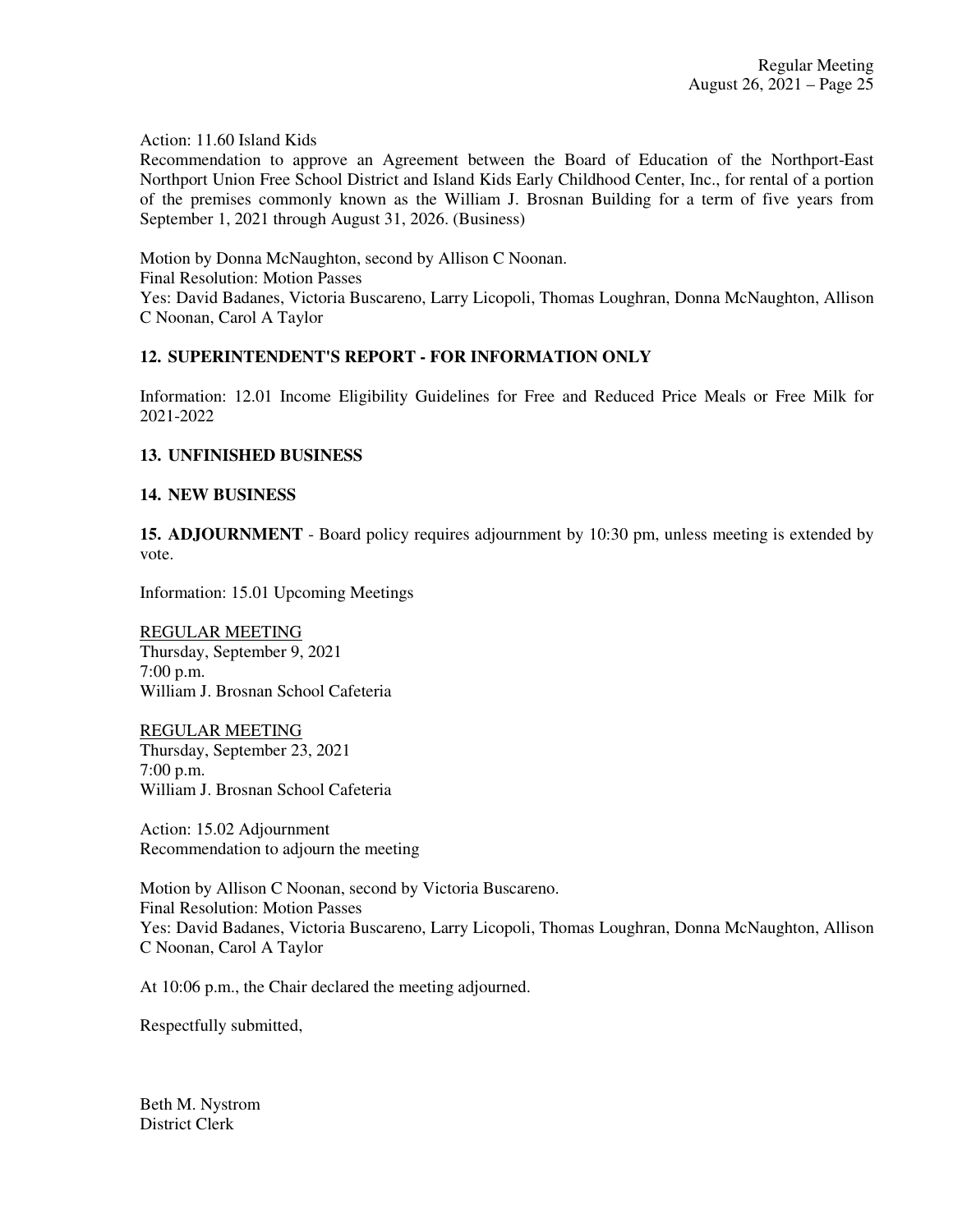Action: 11.60 Island Kids
Recommendation to approve an Agreement between the Board of Education of the Northport-East Northport Union Free School District and Island Kids Early Childhood Center, Inc., for rental of a portion of the premises commonly known as the William J. Brosnan Building for a term of five years from September 1, 2021 through August 31, 2026. (Business)

Motion by Donna McNaughton, second by Allison C Noonan.
Final Resolution: Motion Passes
Yes: David Badanes, Victoria Buscareno, Larry Licopoli, Thomas Loughran, Donna McNaughton, Allison C Noonan, Carol A Taylor

## 12. SUPERINTENDENT'S REPORT - FOR INFORMATION ONLY

Information: 12.01 Income Eligibility Guidelines for Free and Reduced Price Meals or Free Milk for 2021-2022

## 13. UNFINISHED BUSINESS

## 14. NEW BUSINESS

**15. ADJOURNMENT** - Board policy requires adjournment by 10:30 pm, unless meeting is extended by vote.

Information: 15.01 Upcoming Meetings

<u>REGULAR MEETING</u>
Thursday, September 9, 2021
7:00 p.m.
William J. Brosnan School Cafeteria

<u>REGULAR MEETING</u>
Thursday, September 23, 2021
7:00 p.m.
William J. Brosnan School Cafeteria

Action: 15.02 Adjournment
Recommendation to adjourn the meeting

Motion by Allison C Noonan, second by Victoria Buscareno.
Final Resolution: Motion Passes
Yes: David Badanes, Victoria Buscareno, Larry Licopoli, Thomas Loughran, Donna McNaughton, Allison C Noonan, Carol A Taylor

At 10:06 p.m., the Chair declared the meeting adjourned.

Respectfully submitted,

Beth M. Nystrom
District Clerk